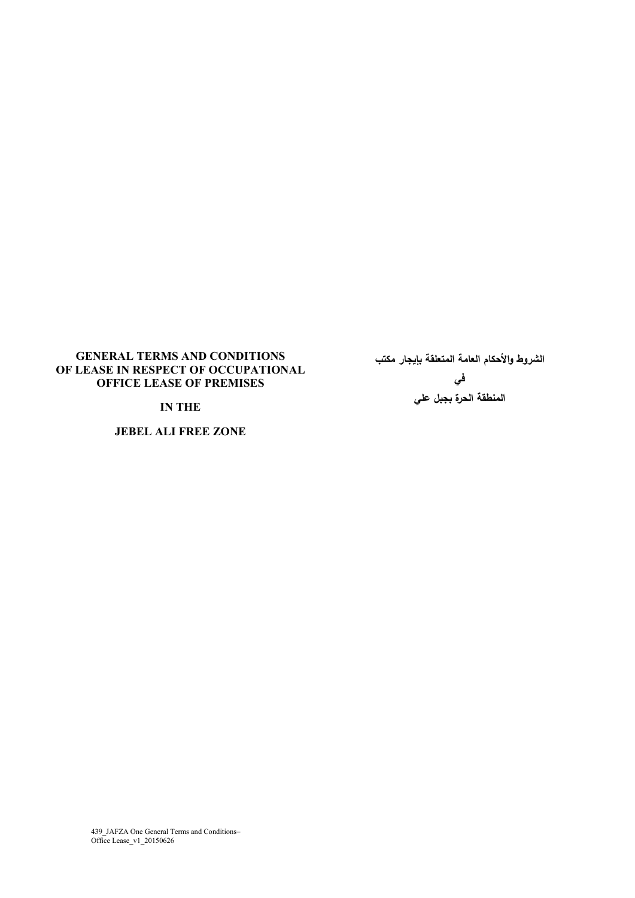# GENERAL TERMS AND CONDITIONS OF LEASE IN RESPECT OF OCCUPATIONAL OFFICE LEASE OF PREMISES

## IN THE

## JEBEL ALI FREE ZONE

# الشروط والأحكام العامة المتعلقة بإيجار مكتب

## في

## المنطقة الحرة بجبل علي

439_JAFZA One General Terms and Conditions– Office Lease_v1_20150626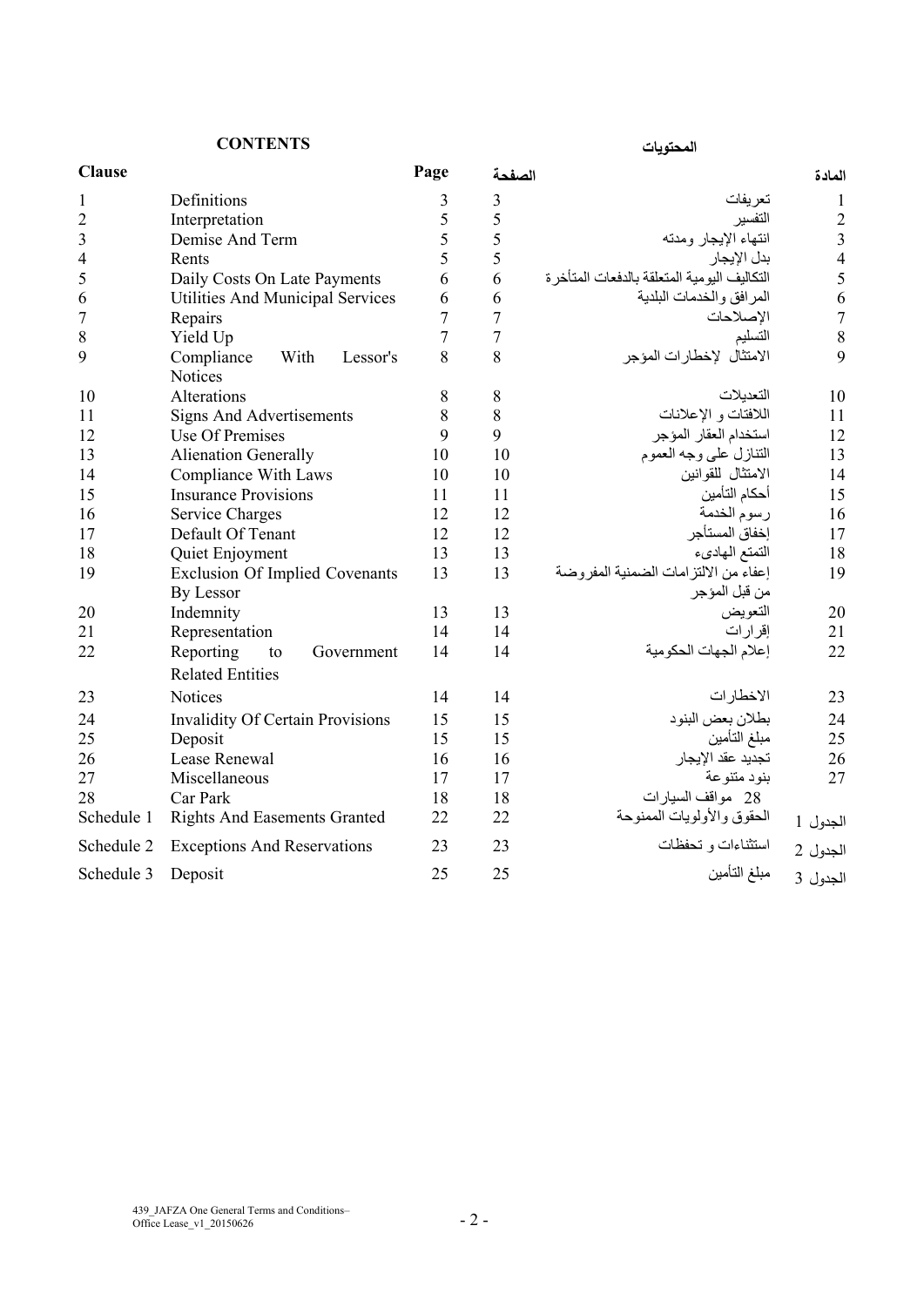**CONTENTS** **المحتويات**

| Clause | | Page | الصفحة | | المادة |
|---|---|---|---|---|---|
| 1 | Definitions | 3 | 3 | تعريفات | 1 |
| 2 | Interpretation | 5 | 5 | التفسير | 2 |
| 3 | Demise And Term | 5 | 5 | انتهاء الإيجار ومدته | 3 |
| 4 | Rents | 5 | 5 | بدل الإيجار | 4 |
| 5 | Daily Costs On Late Payments | 6 | 6 | التكاليف اليومية المتعلقة بالدفعات المتأخرة | 5 |
| 6 | Utilities And Municipal Services | 6 | 6 | المرافق والخدمات البلدية | 6 |
| 7 | Repairs | 7 | 7 | الإصلاحات | 7 |
| 8 | Yield Up | 7 | 7 | التسليم | 8 |
| 9 | Compliance With Lessor's Notices | 8 | 8 | الامتثال لإخطارات المؤجر | 9 |
| 10 | Alterations | 8 | 8 | التعديلات | 10 |
| 11 | Signs And Advertisements | 8 | 8 | اللافتات و الإعلانات | 11 |
| 12 | Use Of Premises | 9 | 9 | استخدام العقار المؤجر | 12 |
| 13 | Alienation Generally | 10 | 10 | التنازل على وجه العموم | 13 |
| 14 | Compliance With Laws | 10 | 10 | الامتثال للقوانين | 14 |
| 15 | Insurance Provisions | 11 | 11 | أحكام التأمين | 15 |
| 16 | Service Charges | 12 | 12 | رسوم الخدمة | 16 |
| 17 | Default Of Tenant | 12 | 12 | إخفاق المستأجر | 17 |
| 18 | Quiet Enjoyment | 13 | 13 | التمتع الهادىء | 18 |
| 19 | Exclusion Of Implied Covenants By Lessor | 13 | 13 | إعفاء من الالتزامات الضمنية المفروضة من قبل المؤجر | 19 |
| 20 | Indemnity | 13 | 13 | التعويض | 20 |
| 21 | Representation | 14 | 14 | إقرارات | 21 |
| 22 | Reporting to Government Related Entities | 14 | 14 | إعلام الجهات الحكومية | 22 |
| 23 | Notices | 14 | 14 | الاخطارات | 23 |
| 24 | Invalidity Of Certain Provisions | 15 | 15 | بطلان بعض البنود | 24 |
| 25 | Deposit | 15 | 15 | مبلغ التأمين | 25 |
| 26 | Lease Renewal | 16 | 16 | تجديد عقد الإيجار | 26 |
| 27 | Miscellaneous | 17 | 17 | بنود متنوعة | 27 |
| 28 | Car Park | 18 | 18 | مواقف السيارات | 28 |
| Schedule 1 | Rights And Easements Granted | 22 | 22 | الحقوق والأولويات الممنوحة | الجدول 1 |
| Schedule 2 | Exceptions And Reservations | 23 | 23 | استثناءات و تحفظات | الجدول 2 |
| Schedule 3 | Deposit | 25 | 25 | مبلغ التأمين | الجدول 3 |

439_JAFZA One General Terms and Conditions– Office Lease_v1_20150626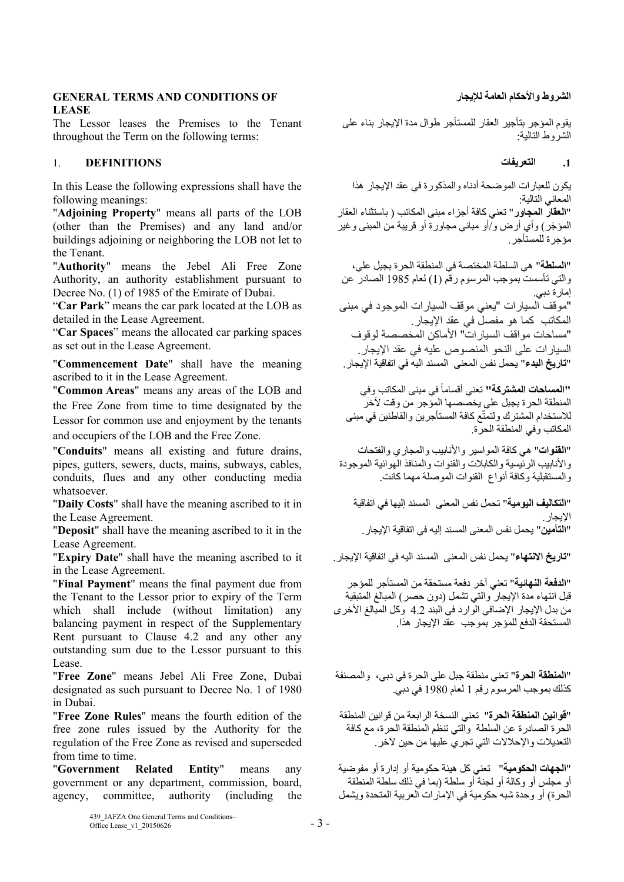## GENERAL TERMS AND CONDITIONS OF LEASE

The Lessor leases the Premises to the Tenant throughout the Term on the following terms:

### 1. DEFINITIONS

In this Lease the following expressions shall have the following meanings:

"**Adjoining Property**" means all parts of the LOB (other than the Premises) and any land and/or buildings adjoining or neighboring the LOB not let to the Tenant.

"**Authority**" means the Jebel Ali Free Zone Authority, an authority establishment pursuant to Decree No. (1) of 1985 of the Emirate of Dubai.

"**Car Park**" means the car park located at the LOB as detailed in the Lease Agreement.

"**Car Spaces**" means the allocated car parking spaces as set out in the Lease Agreement.

"**Commencement Date**" shall have the meaning ascribed to it in the Lease Agreement.

"**Common Areas**" means any areas of the LOB and the Free Zone from time to time designated by the Lessor for common use and enjoyment by the tenants and occupiers of the LOB and the Free Zone.

"**Conduits**" means all existing and future drains, pipes, gutters, sewers, ducts, mains, subways, cables, conduits, flues and any other conducting media whatsoever.

"**Daily Costs**" shall have the meaning ascribed to it in the Lease Agreement.

"**Deposit**" shall have the meaning ascribed to it in the Lease Agreement.

"**Expiry Date**" shall have the meaning ascribed to it in the Lease Agreement.

"**Final Payment**" means the final payment due from the Tenant to the Lessor prior to expiry of the Term which shall include (without limitation) any balancing payment in respect of the Supplementary Rent pursuant to Clause 4.2 and any other any outstanding sum due to the Lessor pursuant to this Lease.

"**Free Zone**" means Jebel Ali Free Zone, Dubai designated as such pursuant to Decree No. 1 of 1980 in Dubai.

"**Free Zone Rules**" means the fourth edition of the free zone rules issued by the Authority for the regulation of the Free Zone as revised and superseded from time to time.

"**Government Related Entity**" means any government or any department, commission, board, agency, committee, authority (including the

## الشروط والأحكام العامة للإيجار

يقوم المؤجر بتأجير العقار للمستأجر طوال مدة الإيجار بناء على الشروط التالية:

### 1. التعريفات

يكون للعبارات الموضحة أدناه والمذكورة في عقد الإيجار هذا المعاني التالية:

"**العقار المجاور**" تعني كافة أجزاء مبنى المكاتب ( باستثناء العقار المؤجَر) وأي أرض و/أو مباني مجاورة أو قريبة من المبنى وغير مؤجرة للمستأجر.

"**السلطة**" هي السلطة المختصة في المنطقة الحرة بجبل علي، والتي تأسست بموجب المرسوم رقم (1) لعام 1985 الصادر عن إمارة دبي.

"موقف السيارات "يعني موقف السيارات الموجود في مبنى المكاتب كما هو مفصل في عقد الإيجار.

"مساحات مواقف السيارات" الأماكن المخصصة لوقوف السيارات على النحو المنصوص عليه في عقد الإيجار.

"**تاريخ البدء**" يحمل نفس المعنى المسند اليه في اتفاقية الإيجار.

"**المساحات المشتركة**" تعني أقساماً في مبنى المكاتب وفي المنطقة الحرة بجبل علي يخصصها المؤجر من وقت لآخر للاستخدام المشترك ولتمتّع كافة المستأجرين والقاطنين في مبنى المكاتب وفي المنطقة الحرة.

"**القنوات**" هي كافة المواسير والأنابيب والمجاري والفتحات والأنابيب الرئيسية والكابلات والقنوات والمنافذ الهوائية الموجودة والمستقبلية وكافة أنواع القنوات الموصلة مهما كانت.

"**التكاليف اليومية**" تحمل نفس المعنى المسند إليها في اتفاقية الإيجار.

"**التأمين**" يحمل نفس المعنى المسند إليه في اتفاقية الإيجار.

"**تاريخ الانتهاء**" يحمل نفس المعنى المسند اليه في اتفاقية الإيجار.

"**الدفعة النهائية**" تعني آخر دفعة مستحقة من المستأجر للمؤجر قبل انتهاء مدة الإيجار والتي تشمل (دون حصر) المبالغ المتبقية من بدل الإيجار الإضافي الوارد في البند 4.2 وكل المبالغ الأخرى المستحقة الدفع للمؤجر بموجب عقد الإيجار هذا.

"**المنطقة الحرة**" تعني منطقة جبل علي الحرة في دبي، والمصنفة كذلك بموجب المرسوم رقم 1 لعام 1980 في دبي.

"**قوانين المنطقة الحرة**" تعني النسخة الرابعة من قوانين المنطقة الحرة الصادرة عن السلطة والتي تنظم المنطقة الحرة، مع كافة التعديلات والإحلالات التي تجري عليها من حين لآخر.

"**الجهات الحكومية**" تعني كل هيئة حكومية أو إدارة أو مفوضية أو مجلس أو وكالة أو لجنة أو سلطة (بما في ذلك سلطة المنطقة الحرة) أو وحدة شبه حكومية في الإمارات العربية المتحدة ويشمل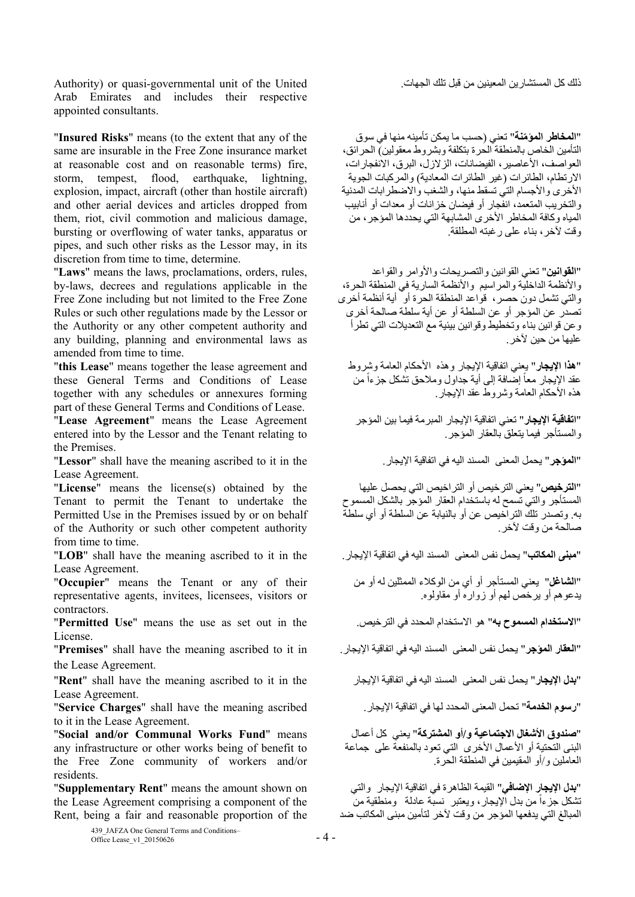Authority) or quasi-governmental unit of the United Arab Emirates and includes their respective appointed consultants.

ذلك كل المستشارين المعينين من قبل تلك الجهات.

"**Insured Risks**" means (to the extent that any of the same are insurable in the Free Zone insurance market at reasonable cost and on reasonable terms) fire, storm, tempest, flood, earthquake, lightning, explosion, impact, aircraft (other than hostile aircraft) and other aerial devices and articles dropped from them, riot, civil commotion and malicious damage, bursting or overflowing of water tanks, apparatus or pipes, and such other risks as the Lessor may, in its discretion from time to time, determine.

"**المخاطر المؤمّنة**" تعني (حسب ما يمكن تأمينه منها في سوق التأمين الخاص بالمنطقة الحرة بتكلفة وبشروط معقولين) الحرائق، العواصف، الأعاصير، الفيضانات، الزلازل، البرق، الانفجارات، الارتطام، الطائرات (غير الطائرات المعادية) والمركبات الجوية الأخرى والأجسام التي تسقط منها، والشغب والاضطرابات المدنية والتخريب المتعمد، انفجار أو فيضان خزانات أو معدات أو أنابيب المياه وكافة المخاطر الأخرى المشابهة التي يحددها المؤجر، من وقت لآخر، بناء على رغبته المطلقة.

"**Laws**" means the laws, proclamations, orders, rules, by-laws, decrees and regulations applicable in the Free Zone including but not limited to the Free Zone Rules or such other regulations made by the Lessor or the Authority or any other competent authority and any building, planning and environmental laws as amended from time to time.

"**القوانين**" تعني القوانين والتصريحات والأوامر والقواعد والأنظمة الداخلية والمراسيم والأنظمة السارية في المنطقة الحرة، والتي تشمل دون حصر، قواعد المنطقة الحرة أو أية أنظمة أخرى تصدر عن المؤجر أو عن السلطة أو عن أية سلطة صالحة أخرى وعن قوانين بناء وتخطيط وقوانين بيئية مع التعديلات التي تطرأ عليها من حين لآخر.

"**this Lease**" means together the lease agreement and these General Terms and Conditions of Lease together with any schedules or annexures forming part of these General Terms and Conditions of Lease.

"**هذا الإيجار**" يعني اتفاقية الإيجار وهذه الأحكام العامة وشروط عقد الإيجار معاً إضافة إلى أية جداول وملاحق تشكل جزءاً من هذه الأحكام العامة وشروط عقد الإيجار.

"**Lease Agreement**" means the Lease Agreement entered into by the Lessor and the Tenant relating to the Premises.

"**اتفاقية الإيجار**" تعني اتفاقية الإيجار المبرمة فيما بين المؤجر والمستأجر فيما يتعلق بالعقار المؤجر.

"**Lessor**" shall have the meaning ascribed to it in the Lease Agreement.

"**المؤجر**" يحمل المعنى المسند اليه في اتفاقية الإيجار.

"**License**" means the license(s) obtained by the Tenant to permit the Tenant to undertake the Permitted Use in the Premises issued by or on behalf of the Authority or such other competent authority from time to time.

"**الترخيص**" يعني الترخيص أو التراخيص التي يحصل عليها المستأجر والتي تسمح له باستخدام العقار المؤجر بالشكل المسموح به. وتصدر تلك التراخيص عن أو بالنيابة عن السلطة أو أي سلطة صالحة من وقت لآخر.

"**LOB**" shall have the meaning ascribed to it in the Lease Agreement.

"**مبنى المكاتب**" يحمل نفس المعنى المسند اليه في اتفاقية الإيجار.

"**Occupier**" means the Tenant or any of their representative agents, invitees, licensees, visitors or contractors.

"**الشاغل**" يعني المستأجر أو أي من الوكلاء الممثلين له أو من يدعوهم أو يرخص لهم أو زواره أو مقاولوه.

"**Permitted Use**" means the use as set out in the License.

"**الاستخدام المسموح به**" هو الاستخدام المحدد في الترخيص.

"**Premises**" shall have the meaning ascribed to it in the Lease Agreement.

"**العقار المؤجر**" يحمل نفس المعنى المسند اليه في اتفاقية الإيجار.

"**Rent**" shall have the meaning ascribed to it in the Lease Agreement.

"**بدل الإيجار**" يحمل نفس المعنى المسند اليه في اتفاقية الإيجار

"**Service Charges**" shall have the meaning ascribed to it in the Lease Agreement.

"**رسوم الخدمة**" تحمل المعنى المحدد لها في اتفاقية الإيجار.

"**Social and/or Communal Works Fund**" means any infrastructure or other works being of benefit to the Free Zone community of workers and/or residents.

"**صندوق الأشغال الاجتماعية و/أو المشتركة**" يعني كل أعمال البنى التحتية أو الأعمال الأخرى التي تعود بالمنفعة على جماعة العاملين و/أو المقيمين في المنطقة الحرة.

"**Supplementary Rent**" means the amount shown on the Lease Agreement comprising a component of the Rent, being a fair and reasonable proportion of the

"**بدل الإيجار الإضافي**" القيمة الظاهرة في اتفاقية الإيجار والتي تشكل جزءاً من بدل الإيجار، ويعتبر نسبة عادلة ومنطقية من المبالغ التي يدفعها المؤجر من وقت لآخر لتأمين مبنى المكاتب ضد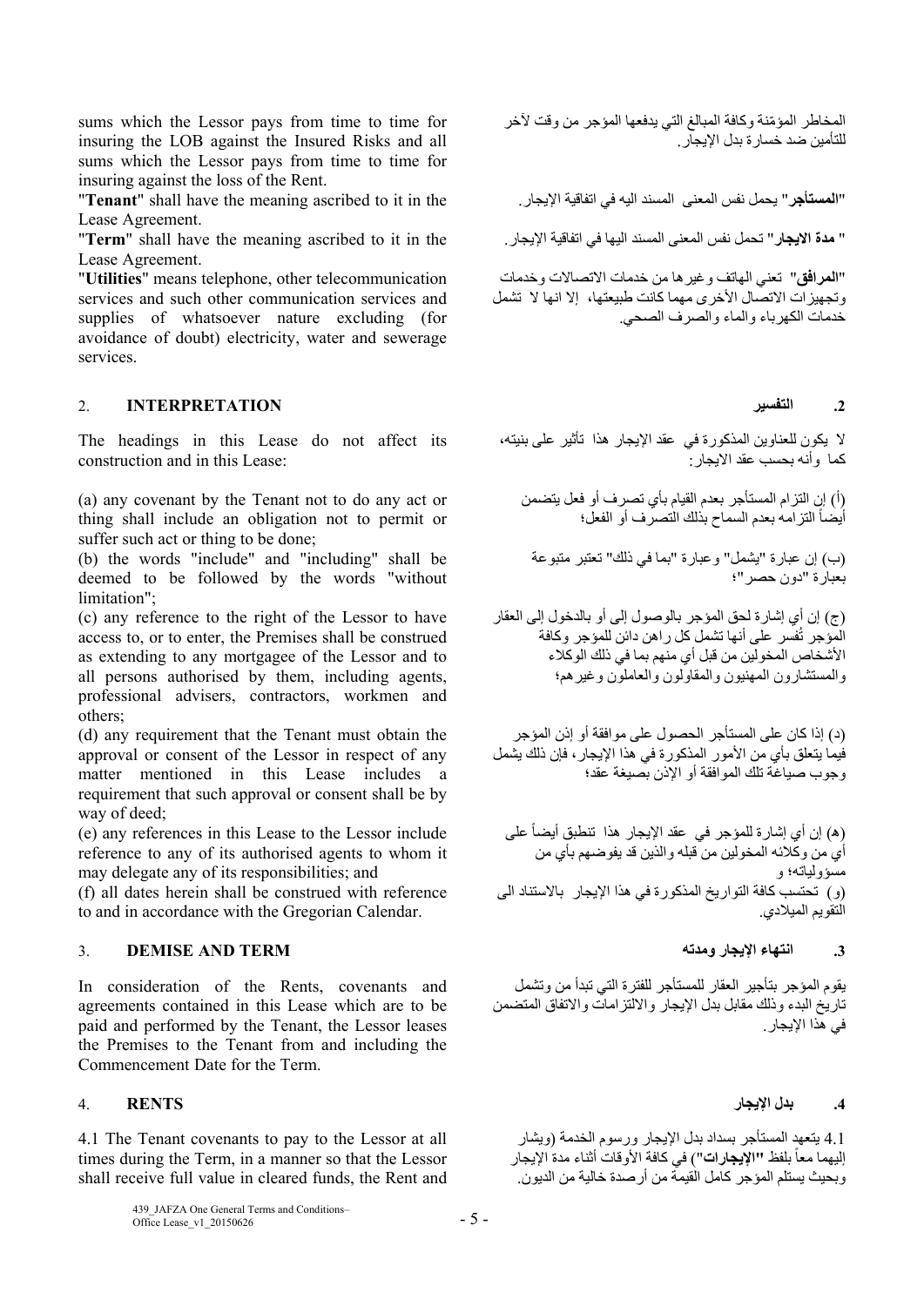sums which the Lessor pays from time to time for insuring the LOB against the Insured Risks and all sums which the Lessor pays from time to time for insuring against the loss of the Rent.

المخاطر المؤمّنة وكافة المبالغ التي يدفعها المؤجر من وقت لآخر للتأمين ضد خسارة بدل الإيجار.

"**Tenant**" shall have the meaning ascribed to it in the Lease Agreement.

"**المستأجر**" يحمل نفس المعنى المسند اليه في اتفاقية الإيجار.

"**Term**" shall have the meaning ascribed to it in the Lease Agreement.

" **مدة الايجار**" تحمل نفس المعنى المسند اليها في اتفاقية الإيجار.

"**Utilities**" means telephone, other telecommunication services and such other communication services and supplies of whatsoever nature excluding (for avoidance of doubt) electricity, water and sewerage services.

"**المرافق**" تعني الهاتف وغيرها من خدمات الاتصالات وخدمات وتجهيزات الاتصال الأخرى مهما كانت طبيعتها، إلا انها لا تشمل خدمات الكهرباء والماء والصرف الصحي.

## 2. INTERPRETATION

## .2 التفسير

The headings in this Lease do not affect its construction and in this Lease:

لا يكون للعناوين المذكورة في عقد الإيجار هذا تأثير على بنيته، كما وأنه بحسب عقد الايجار:

(a) any covenant by the Tenant not to do any act or thing shall include an obligation not to permit or suffer such act or thing to be done;

(أ) إن التزام المستأجر بعدم القيام بأي تصرف أو فعل يتضمن أيضاً التزامه بعدم السماح بذلك التصرف أو الفعل؛

(b) the words "include" and "including" shall be deemed to be followed by the words "without limitation";

(ب) إن عبارة "يشمل" وعبارة "بما في ذلك" تعتبر متبوعة بعبارة "دون حصر"؛

(c) any reference to the right of the Lessor to have access to, or to enter, the Premises shall be construed as extending to any mortgagee of the Lessor and to all persons authorised by them, including agents, professional advisers, contractors, workmen and others;

(ج) إن أي إشارة لحق المؤجر بالوصول إلى أو بالدخول إلى العقار المؤجر تُفسر على أنها تشمل كل راهن دائن للمؤجر وكافة الأشخاص المخولين من قبل أي منهم بما في ذلك الوكلاء والمستشارون المهنيون والمقاولون والعاملون وغيرهم؛

(d) any requirement that the Tenant must obtain the approval or consent of the Lessor in respect of any matter mentioned in this Lease includes a requirement that such approval or consent shall be by way of deed;

(د) إذا كان على المستأجر الحصول على موافقة أو إذن المؤجر فيما يتعلق بأي من الأمور المذكورة في هذا الإيجار، فإن ذلك يشمل وجوب صياغة تلك الموافقة أو الإذن بصيغة عقد؛

(e) any references in this Lease to the Lessor include reference to any of its authorised agents to whom it may delegate any of its responsibilities; and

(هـ) إن أي إشارة للمؤجر في عقد الإيجار هذا تنطبق أيضاً على أي من وكلائه المخولين من قبله والذين قد يفوضهم بأي من مسؤولياته؛ و

(f) all dates herein shall be construed with reference to and in accordance with the Gregorian Calendar.

(و) تحتسب كافة التواريخ المذكورة في هذا الإيجار بالاستناد الى التقويم الميلادي.

## 3. DEMISE AND TERM

## .3 انتهاء الإيجار ومدته

In consideration of the Rents, covenants and agreements contained in this Lease which are to be paid and performed by the Tenant, the Lessor leases the Premises to the Tenant from and including the Commencement Date for the Term.

يقوم المؤجر بتأجير العقار للمستأجر للفترة التي تبدأ من وتشمل تاريخ البدء وذلك مقابل بدل الإيجار والالتزامات والاتفاق المتضمن في هذا الإيجار.

## 4. RENTS

## .4 بدل الإيجار

4.1 The Tenant covenants to pay to the Lessor at all times during the Term, in a manner so that the Lessor shall receive full value in cleared funds, the Rent and

4.1 يتعهد المستأجر بسداد بدل الإيجار ورسوم الخدمة (ويشار إليهما معاً بلفظ "**الإيجارات**") في كافة الأوقات أثناء مدة الإيجار وبحيث يستلم المؤجر كامل القيمة من أرصدة خالية من الديون.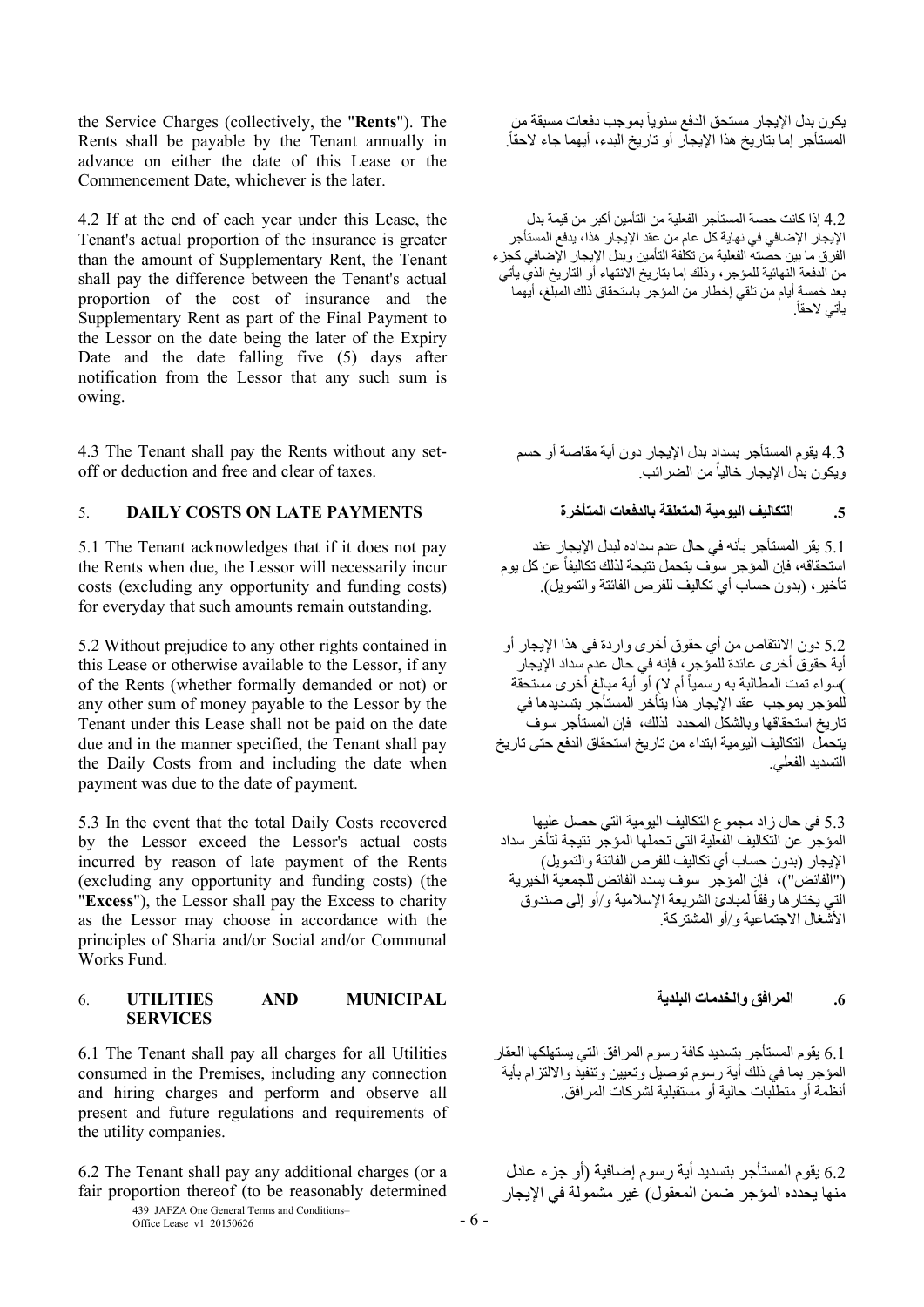the Service Charges (collectively, the "**Rents**"). The Rents shall be payable by the Tenant annually in advance on either the date of this Lease or the Commencement Date, whichever is the later.

يكون بدل الإيجار مستحق الدفع سنوياً بموجب دفعات مسبقة من المستأجر إما بتاريخ هذا الإيجار أو تاريخ البدء، أيهما جاء لاحقاً.

4.2 If at the end of each year under this Lease, the Tenant's actual proportion of the insurance is greater than the amount of Supplementary Rent, the Tenant shall pay the difference between the Tenant's actual proportion of the cost of insurance and the Supplementary Rent as part of the Final Payment to the Lessor on the date being the later of the Expiry Date and the date falling five (5) days after notification from the Lessor that any such sum is owing.

4.2 إذا كانت حصة المستأجر الفعلية من التأمين أكبر من قيمة بدل الإيجار الإضافي في نهاية كل عام من عقد الإيجار هذا، يدفع المستأجر الفرق ما بين حصته الفعلية من تكلفة التأمين وبدل الإيجار الإضافي كجزء من الدفعة النهائية للمؤجر، وذلك إما بتاريخ الانتهاء أو التاريخ الذي يأتي بعد خمسة أيام من تلقي إخطار من المؤجر باستحقاق ذلك المبلغ، أيهما يأتي لاحقاً.

4.3 The Tenant shall pay the Rents without any set-off or deduction and free and clear of taxes.

4.3 يقوم المستأجر بسداد بدل الإيجار دون أية مقاصة أو حسم ويكون بدل الإيجار خالياً من الضرائب.

## 5. DAILY COSTS ON LATE PAYMENTS

## .5 التكاليف اليومية المتعلقة بالدفعات المتأخرة

5.1 The Tenant acknowledges that if it does not pay the Rents when due, the Lessor will necessarily incur costs (excluding any opportunity and funding costs) for everyday that such amounts remain outstanding.

5.1 يقر المستأجر بأنه في حال عدم سداده لبدل الإيجار عند استحقاقه، فإن المؤجر سوف يتحمل نتيجة لذلك تكاليفاً عن كل يوم تأخير، (بدون حساب أي تكاليف للفرص الفائتة والتمويل).

5.2 Without prejudice to any other rights contained in this Lease or otherwise available to the Lessor, if any of the Rents (whether formally demanded or not) or any other sum of money payable to the Lessor by the Tenant under this Lease shall not be paid on the date due and in the manner specified, the Tenant shall pay the Daily Costs from and including the date when payment was due to the date of payment.

5.2 دون الانتقاص من أي حقوق أخرى واردة في هذا الإيجار أو أية حقوق أخرى عائدة للمؤجر، فإنه في حال عدم سداد بدل الإيجار )سواء تمت المطالبة به رسمياً أم لا) أو أية مبالغ أخرى مستحقة للمؤجر بموجب عقد الإيجار هذا يتأخر المستأجر بتسديدها في تاريخ استحقاقها وبالشكل المحدد لذلك، فإن المستأجر سوف يتحمل التكاليف اليومية ابتداء من تاريخ استحقاق الدفع حتى تاريخ التسديد الفعلي.

5.3 In the event that the total Daily Costs recovered by the Lessor exceed the Lessor's actual costs incurred by reason of late payment of the Rents (excluding any opportunity and funding costs) (the "**Excess**"), the Lessor shall pay the Excess to charity as the Lessor may choose in accordance with the principles of Sharia and/or Social and/or Communal Works Fund.

5.3 في حال زاد مجموع التكاليف اليومية التي حصل عليها المؤجر عن التكاليف الفعلية التي تحملها المؤجر نتيجة لتأخر سداد الإيجار (بدون حساب أي تكاليف للفرص الفائتة والتمويل) ("الفائض")، فإن المؤجر سوف يسدد الفائض للجمعية الخيرية التي يختارها وفقاً لمبادئ الشريعة الإسلامية و/أو إلى صندوق الأشغال الاجتماعية و/أو المشتركة.

## 6. UTILITIES AND MUNICIPAL SERVICES

## .6 المرافق والخدمات البلدية

6.1 The Tenant shall pay all charges for all Utilities consumed in the Premises, including any connection and hiring charges and perform and observe all present and future regulations and requirements of the utility companies.

6.1 يقوم المستأجر بتسديد كافة رسوم المرافق التي يستهلكها العقار المؤجر بما في ذلك أية رسوم توصيل وتعيين وتنفيذ والالتزام بأية أنظمة أو متطلبات حالية أو مستقبلية لشركات المرافق.

6.2 The Tenant shall pay any additional charges (or a fair proportion thereof (to be reasonably determined

6.2 يقوم المستأجر بتسديد أية رسوم إضافية (أو جزء عادل منها يحدده المؤجر ضمن المعقول) غير مشمولة في الإيجار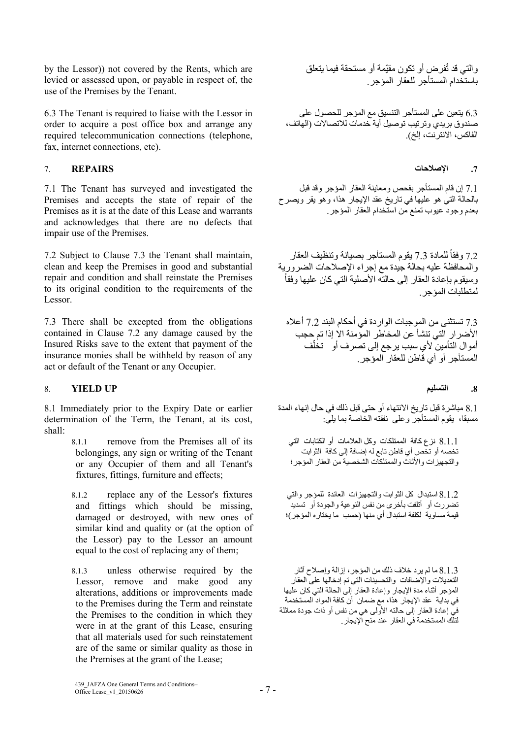by the Lessor)) not covered by the Rents, which are levied or assessed upon, or payable in respect of, the use of the Premises by the Tenant.

والتي قد تُفرض أو تكون مقيّمة أو مستحقة فيما يتعلق باستخدام المستأجر للعقار المؤجر.

6.3 The Tenant is required to liaise with the Lessor in order to acquire a post office box and arrange any required telecommunication connections (telephone, fax, internet connections, etc).

6.3 يتعين على المستأجر التنسيق مع المؤجر للحصول على صندوق بريدي وترتيب توصيل أية خدمات للاتصالات (الهاتف، الفاكس، الانترنت، إلخ).

## 7. REPAIRS

## .7 الإصلاحات

7.1 The Tenant has surveyed and investigated the Premises and accepts the state of repair of the Premises as it is at the date of this Lease and warrants and acknowledges that there are no defects that impair use of the Premises.

7.1 إن قام المستأجر بفحص ومعاينة العقار المؤجر وقد قبل بالحالة التي هو عليها في تاريخ عقد الإيجار هذا، وهو يقر ويصرح بعدم وجود عيوب تمنع من استخدام العقار المؤجر.

7.2 Subject to Clause 7.3 the Tenant shall maintain, clean and keep the Premises in good and substantial repair and condition and shall reinstate the Premises to its original condition to the requirements of the Lessor.

7.2 وفقاً للمادة 7.3 يقوم المستأجر بصيانة وتنظيف العقار والمحافظة عليه بحالة جيدة مع إجراء الإصلاحات الضرورية وسيقوم بإعادة العقار إلى حالته الأصلية التي كان عليها وفقاً لمتطلبات المؤجر.

7.3 There shall be excepted from the obligations contained in Clause 7.2 any damage caused by the Insured Risks save to the extent that payment of the insurance monies shall be withheld by reason of any act or default of the Tenant or any Occupier.

7.3 تستثنى من الموجبات الواردة في أحكام البند 7.2 أعلاه الأضرار التي تنشأ عن المخاطر المؤمنة الا إذا تم حجب أموال التأمين لأي سبب يرجع إلى تصرف أو تخلّف المستأجر أو أي قاطن للعقار المؤجر.

## 8. YIELD UP

## .8 التسليم

8.1 Immediately prior to the Expiry Date or earlier determination of the Term, the Tenant, at its cost, shall:

8.1 مباشرة قبل تاريخ الانتهاء أو حتى قبل ذلك في حال إنهاء المدة مسبقا، يقوم المستأجر وعلى نفقته الخاصة بما يلي:

8.1.1 remove from the Premises all of its belongings, any sign or writing of the Tenant or any Occupier of them and all Tenant's fixtures, fittings, furniture and effects;

8.1.1 نزع كافة الممتلكات وكل العلامات أو الكتابات التي تخصه أو تخص أي قاطن تابع له إضافة إلى كافة الثوابت والتجهيزات والأثاث والممتلكات الشخصية من العقار المؤجر؛

8.1.2 replace any of the Lessor's fixtures and fittings which should be missing, damaged or destroyed, with new ones of similar kind and quality or (at the option of the Lessor) pay to the Lessor an amount equal to the cost of replacing any of them;

8.1.2 استبدال كل الثوابت والتجهيزات العائدة للمؤجر والتي تضررت أو أتلفت بأخرى من نفس النوعية والجودة أو تسديد قيمة مساوية لكلفة استبدال أي منها (حسب ما يختاره المؤجر)؛

8.1.3 unless otherwise required by the Lessor, remove and make good any alterations, additions or improvements made to the Premises during the Term and reinstate the Premises to the condition in which they were in at the grant of this Lease, ensuring that all materials used for such reinstatement are of the same or similar quality as those in the Premises at the grant of the Lease;

8.1.3 ما لم يرد خلاف ذلك من المؤجر، إزالة وإصلاح آثار التعديلات والإضافات والتحسينات التي تم إدخالها على العقار المؤجر أثناء مدة الإيجار وإعادة العقار إلى الحالة التي كان عليها في بداية عقد الإيجار هذا، مع ضمان أن كافة المواد المستخدمة في إعادة العقار إلى حالته الأولى هي من نفس أو ذات جودة مماثلة لتلك المستخدمة في العقار عند منح الإيجار.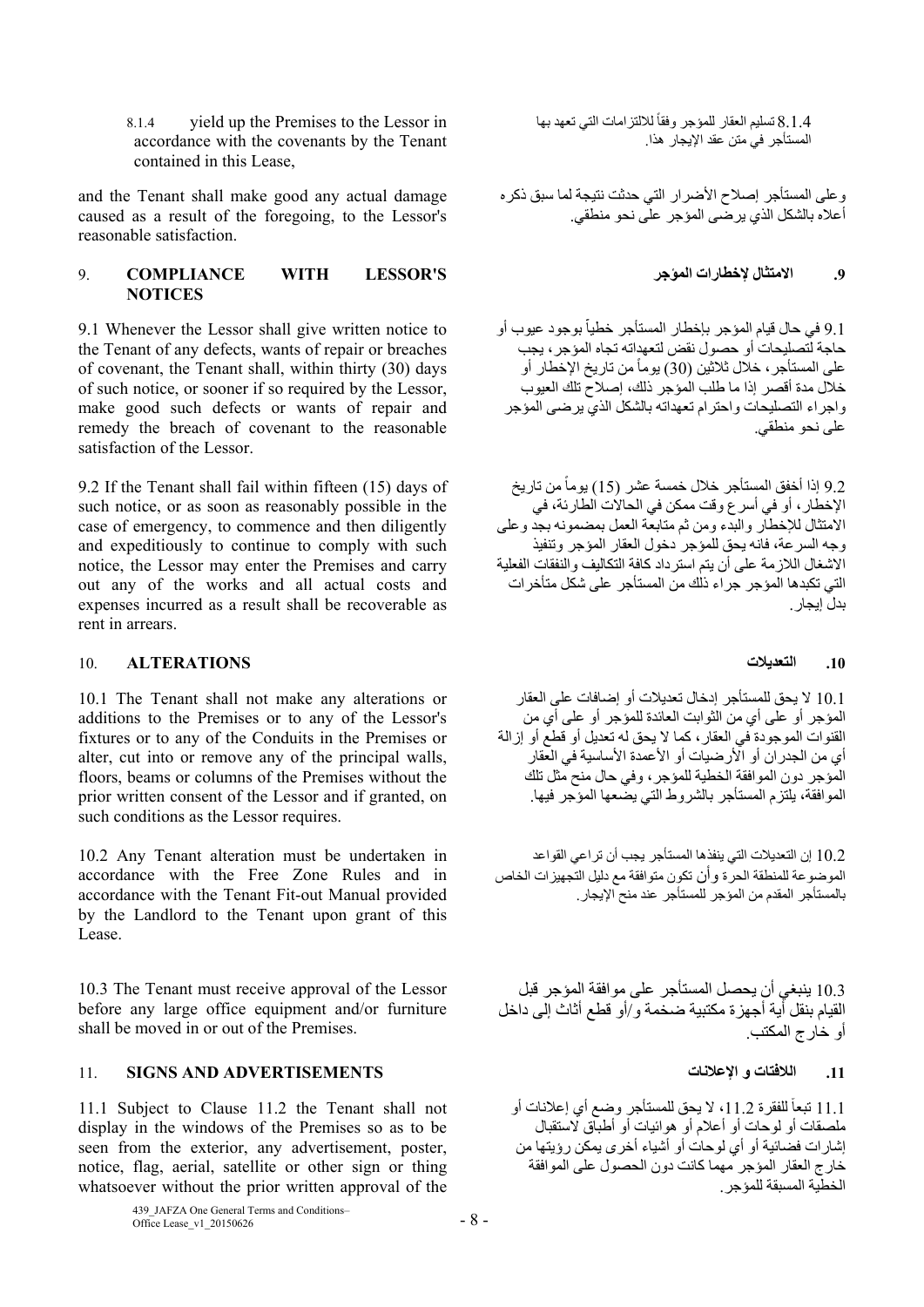8.1.4 yield up the Premises to the Lessor in accordance with the covenants by the Tenant contained in this Lease,

8.1.4 تسليم العقار للمؤجر وفقاً للالتزامات التي تعهد بها المستأجر في متن عقد الإيجار هذا.

and the Tenant shall make good any actual damage caused as a result of the foregoing, to the Lessor's reasonable satisfaction.

وعلى المستأجر إصلاح الأضرار التي حدثت نتيجة لما سبق ذكره أعلاه بالشكل الذي يرضى المؤجر على نحو منطقي.

## 9. COMPLIANCE WITH LESSOR'S NOTICES

## .9 الامتثال لإخطارات المؤجر

9.1 Whenever the Lessor shall give written notice to the Tenant of any defects, wants of repair or breaches of covenant, the Tenant shall, within thirty (30) days of such notice, or sooner if so required by the Lessor, make good such defects or wants of repair and remedy the breach of covenant to the reasonable satisfaction of the Lessor.

9.1 في حال قيام المؤجر بإخطار المستأجر خطياً بوجود عيوب أو حاجة لتصليحات أو حصول نقض لتعهداته تجاه المؤجر، يجب على المستأجر، خلال ثلاثين (30) يوماً من تاريخ الإخطار أو خلال مدة أقصر إذا ما طلب المؤجر ذلك، إصلاح تلك العيوب واجراء التصليحات واحترام تعهداته بالشكل الذي يرضى المؤجر على نحو منطقي.

9.2 If the Tenant shall fail within fifteen (15) days of such notice, or as soon as reasonably possible in the case of emergency, to commence and then diligently and expeditiously to continue to comply with such notice, the Lessor may enter the Premises and carry out any of the works and all actual costs and expenses incurred as a result shall be recoverable as rent in arrears.

9.2 إذا أخفق المستأجر خلال خمسة عشر (15) يوماً من تاريخ الإخطار، أو في أسرع وقت ممكن في الحالات الطارئة، في الامتثال للإخطار والبدء ومن ثم متابعة العمل بمضمونه بجد وعلى وجه السرعة، فانه يحق للمؤجر دخول العقار المؤجر وتنفيذ الاشغال اللازمة على أن يتم استرداد كافة التكاليف والنفقات الفعلية التي تكبدها المؤجر جراء ذلك من المستأجر على شكل متأخرات بدل إيجار.

## 10. ALTERATIONS

## .10 التعديلات

10.1 The Tenant shall not make any alterations or additions to the Premises or to any of the Lessor's fixtures or to any of the Conduits in the Premises or alter, cut into or remove any of the principal walls, floors, beams or columns of the Premises without the prior written consent of the Lessor and if granted, on such conditions as the Lessor requires.

10.1 لا يحق للمستأجر إدخال تعديلات أو إضافات على العقار المؤجر أو على أي من الثوابت العائدة للمؤجر أو على أي من القنوات الموجودة في العقار، كما لا يحق له تعديل أو قطع أو إزالة أي من الجدران أو الأرضيات أو الأعمدة الأساسية في العقار المؤجر دون الموافقة الخطية للمؤجر، وفي حال منح مثل تلك الموافقة، يلتزم المستأجر بالشروط التي يضعها المؤجر فيها.

10.2 Any Tenant alteration must be undertaken in accordance with the Free Zone Rules and in accordance with the Tenant Fit-out Manual provided by the Landlord to the Tenant upon grant of this Lease.

10.2 إن التعديلات التي ينفذها المستأجر يجب أن تراعي القواعد الموضوعة للمنطقة الحرة وأن تكون متوافقة مع دليل التجهيزات الخاص بالمستأجر المقدم من المؤجر للمستأجر عند منح الإيجار.

10.3 The Tenant must receive approval of the Lessor before any large office equipment and/or furniture shall be moved in or out of the Premises.

10.3 ينبغي أن يحصل المستأجر على موافقة المؤجر قبل القيام بنقل أية أجهزة مكتبية ضخمة و/أو قطع أثاث إلى داخل أو خارج المكتب.

## 11. SIGNS AND ADVERTISEMENTS

## .11 اللافتات و الإعلانات

11.1 Subject to Clause 11.2 the Tenant shall not display in the windows of the Premises so as to be seen from the exterior, any advertisement, poster, notice, flag, aerial, satellite or other sign or thing whatsoever without the prior written approval of the

11.1 تبعاً للفقرة 11.2، لا يحق للمستأجر وضع أي إعلانات أو ملصقات أو لوحات أو أعلام أو هوائيات أو أطباق لاستقبال إشارات فضائية أو أي لوحات أو أشياء أخرى يمكن رؤيتها من خارج العقار المؤجر مهما كانت دون الحصول على الموافقة الخطية المسبقة للمؤجر.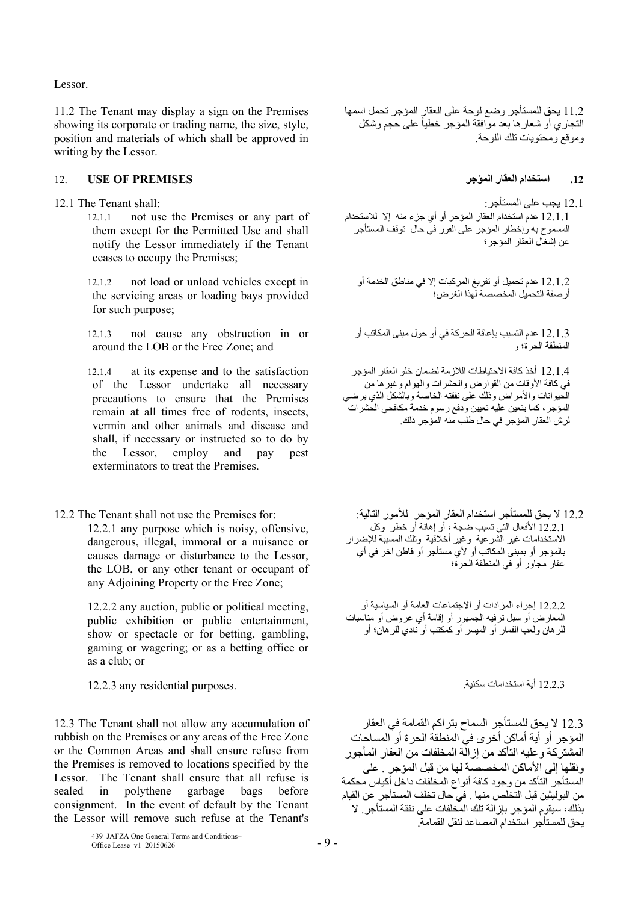Lessor.

11.2 The Tenant may display a sign on the Premises showing its corporate or trading name, the size, style, position and materials of which shall be approved in writing by the Lessor.

11.2 يحق للمستأجر وضع لوحة على العقار المؤجر تحمل اسمها التجاري أو شعارها بعد موافقة المؤجر خطياً على حجم وشكل وموقع ومحتويات تلك اللوحة.

## 12. USE OF PREMISES

## 12. استخدام العقار المؤجر

12.1 The Tenant shall:

12.1.1 not use the Premises or any part of them except for the Permitted Use and shall notify the Lessor immediately if the Tenant ceases to occupy the Premises;

12.1.2 not load or unload vehicles except in the servicing areas or loading bays provided for such purpose;

12.1.3 not cause any obstruction in or around the LOB or the Free Zone; and

12.1.4 at its expense and to the satisfaction of the Lessor undertake all necessary precautions to ensure that the Premises remain at all times free of rodents, insects, vermin and other animals and disease and shall, if necessary or instructed so to do by the Lessor, employ and pay pest exterminators to treat the Premises.

12.1 يجب على المستأجر:

12.1.1 عدم استخدام العقار المؤجر أو أي جزء منه إلا للاستخدام المسموح به وإخطار المؤجر على الفور في حال توقف المستأجر عن إشغال العقار المؤجر؛

12.1.2 عدم تحميل أو تفريغ المركبات إلا في مناطق الخدمة أو أرصفة التحميل المخصصة لهذا الغرض؛

12.1.3 عدم التسبب بإعاقة الحركة في أو حول مبنى المكاتب أو المنطقة الحرة؛ و

12.1.4 أخذ كافة الاحتياطات اللازمة لضمان خلو العقار المؤجر في كافة الأوقات من القوارض والحشرات والهوام وغيرها من الحيوانات والأمراض وذلك على نفقته الخاصة وبالشكل الذي يرضي المؤجر، كما يتعين عليه تعيين ودفع رسوم خدمة مكافحي الحشرات لرش العقار المؤجر في حال طلب منه المؤجر ذلك.

12.2 The Tenant shall not use the Premises for:

12.2.1 any purpose which is noisy, offensive, dangerous, illegal, immoral or a nuisance or causes damage or disturbance to the Lessor, the LOB, or any other tenant or occupant of any Adjoining Property or the Free Zone;

12.2.2 any auction, public or political meeting, public exhibition or public entertainment, show or spectacle or for betting, gambling, gaming or wagering; or as a betting office or as a club; or

12.2.3 any residential purposes.

12.2 لا يحق للمستأجر استخدام العقار المؤجر للأمور التالية:

12.2.1 الأفعال التي تسبب ضجة ، أو إهانة أو خطر وكل الاستخدامات غير الشرعية وغير أخلاقية وتلك المسببة للإضرار بالمؤجر أو بمبنى المكاتب أو لأي مستأجر أو قاطن آخر في أي عقار مجاور أو في المنطقة الحرة؛

12.2.2 إجراء المزادات أو الاجتماعات العامة أو السياسية أو المعارض أو سبل ترفيه الجمهور أو إقامة أي عروض أو مناسبات للرهان ولعب القمار أو الميسر أو كمكتب أو نادي للرهان؛ أو

12.2.3 أية استخدامات سكنية.

12.3 The Tenant shall not allow any accumulation of rubbish on the Premises or any areas of the Free Zone or the Common Areas and shall ensure refuse from the Premises is removed to locations specified by the Lessor. The Tenant shall ensure that all refuse is sealed in polythene garbage bags before consignment. In the event of default by the Tenant the Lessor will remove such refuse at the Tenant's

12.3 لا يحق للمستأجر السماح بتراكم القمامة في العقار المؤجر أو أية أماكن أخرى في المنطقة الحرة أو المساحات المشتركة وعليه التأكد من إزالة المخلفات من العقار المأجور ونقلها إلى الأماكن المخصصة لها من قبل المؤجر . على المستأجر التأكد من وجود كافة أنواع المخلفات داخل أكياس محكمة من البوليثين قبل التخلص منها . في حال تخلف المستأجر عن القيام بذلك، سيقوم المؤجر بإزالة تلك المخلفات على نفقة المستأجر. لا يحق للمستأجر استخدام المصاعد لنقل القمامة.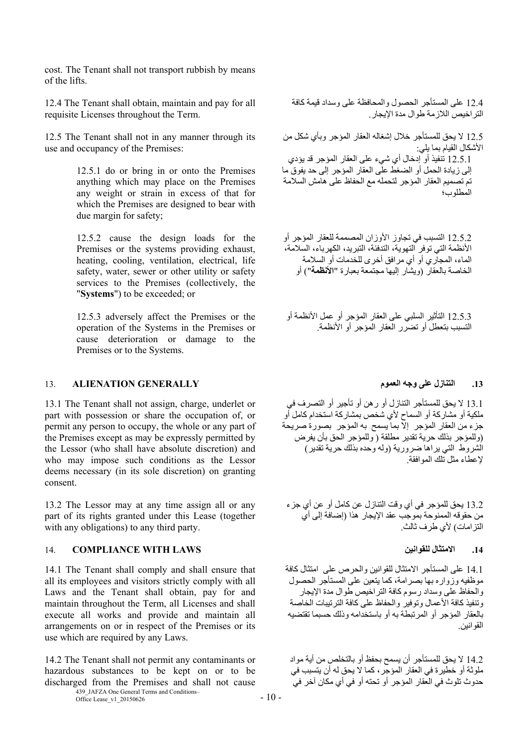cost. The Tenant shall not transport rubbish by means of the lifts.

12.4 The Tenant shall obtain, maintain and pay for all requisite Licenses throughout the Term.

12.4 على المستأجر الحصول والمحافظة على وسداد قيمة كافة التراخيص اللازمة طوال مدة الإيجار.

12.5 The Tenant shall not in any manner through its use and occupancy of the Premises:

12.5 لا يحق للمستأجر خلال إشغاله العقار المؤجر وبأي شكل من الأشكال القيام بما يلي:

12.5.1 do or bring in or onto the Premises anything which may place on the Premises any weight or strain in excess of that for which the Premises are designed to bear with due margin for safety;

12.5.1 تنفيذ أو إدخال أي شيء على العقار المؤجر قد يؤدي إلى زيادة الحمل أو الضغط على العقار المؤجر إلى حد يفوق ما تم تصميم العقار المؤجر لتحمله مع الحفاظ على هامش السلامة المطلوب؛

12.5.2 cause the design loads for the Premises or the systems providing exhaust, heating, cooling, ventilation, electrical, life safety, water, sewer or other utility or safety services to the Premises (collectively, the "**Systems**") to be exceeded; or

12.5.2 التسبب في تجاوز الأوزان المصممة للعقار المؤجر أو الأنظمة التي توفر التهوية، التدفئة، التبريد، الكهرباء، السلامة، الماء، المجاري أو أي مرافق أخرى للخدمات أو السلامة الخاصة بالعقار (ويشار إليها مجتمعة بعبارة "**الأنظمة**") أو

12.5.3 adversely affect the Premises or the operation of the Systems in the Premises or cause deterioration or damage to the Premises or to the Systems.

12.5.3 التأثير السلبي على العقار المؤجر أو عمل الأنظمة أو التسبب بتعطل أو تضرر العقار المؤجر أو الأنظمة.

## 13. ALIENATION GENERALLY

## 13. التنازل على وجه العموم

13.1 The Tenant shall not assign, charge, underlet or part with possession or share the occupation of, or permit any person to occupy, the whole or any part of the Premises except as may be expressly permitted by the Lessor (who shall have absolute discretion) and who may impose such conditions as the Lessor deems necessary (in its sole discretion) on granting consent.

13.1 لا يحق للمستأجر التنازل أو رهن أو تأجير أو التصرف في ملكية أو مشاركة أو السماح لأي شخص بمشاركة استخدام كامل أو جزء من العقار المؤجر إلا بما يسمح به المؤجر بصورة صريحة (وللمؤجر بذلك حرية تقدير مطلقة ( وللمؤجر الحق بأن يفرض الشروط التي يراها ضرورية (وله وحده بذلك حرية تقدير) لإعطاء مثل تلك الموافقة.

13.2 The Lessor may at any time assign all or any part of its rights granted under this Lease (together with any obligations) to any third party.

13.2 يحق للمؤجر في أي وقت التنازل عن كامل أو عن أي جزء من حقوقه الممنوحة بموجب عقد الإيجار هذا (إضافة إلى أي التزامات) لأي طرف ثالث.

## 14. COMPLIANCE WITH LAWS

## 14. الامتثال للقوانين

14.1 The Tenant shall comply and shall ensure that all its employees and visitors strictly comply with all Laws and the Tenant shall obtain, pay for and maintain throughout the Term, all Licenses and shall execute all works and provide and maintain all arrangements on or in respect of the Premises or its use which are required by any Laws.

14.1 على المستأجر الامتثال للقوانين والحرص على امتثال كافة موظفيه وزواره بها بصرامة، كما يتعين على المستأجر الحصول والحفاظ على وسداد رسوم كافة التراخيص طوال مدة الإيجار وتنفيذ كافة الأعمال وتوفير والحفاظ على كافة الترتيبات الخاصة بالعقار المؤجر أو المرتبطة به أو باستخدامه وذلك حسبما تقتضيه القوانين.

14.2 The Tenant shall not permit any contaminants or hazardous substances to be kept on or to be discharged from the Premises and shall not cause

14.2 لا يحق للمستأجر أن يسمح بحفظ أو بالتخلص من أية مواد ملوثة أو خطيرة في العقار المؤجر، كما لا يحق له أن يتسبب في حدوث تلوث في العقار المؤجر أو تحته أو في أي مكان آخر في

439_JAFZA One General Terms and Conditions– Office Lease_v1_20150626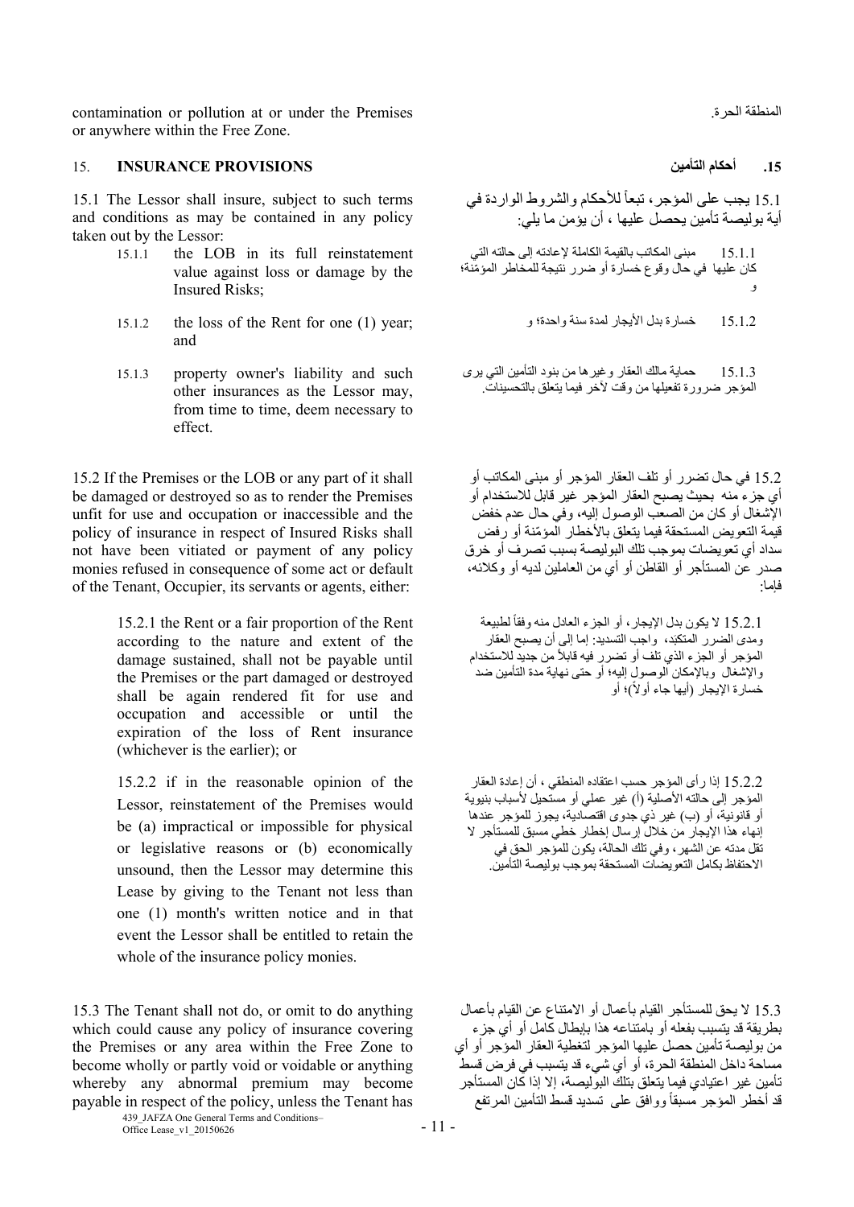contamination or pollution at or under the Premises or anywhere within the Free Zone.

المنطقة الحرة.

## 15. INSURANCE PROVISIONS

## .15 أحكام التأمين

15.1 The Lessor shall insure, subject to such terms and conditions as may be contained in any policy taken out by the Lessor:

15.1.1 the LOB in its full reinstatement value against loss or damage by the Insured Risks;

15.1.2 the loss of the Rent for one (1) year; and

15.1.3 property owner's liability and such other insurances as the Lessor may, from time to time, deem necessary to effect.

15.1 يجب على المؤجر، تبعاً للأحكام والشروط الواردة في أية بوليصة تأمين يحصل عليها ، أن يؤمن ما يلي:

15.1.1 مبنى المكاتب بالقيمة الكاملة لإعادته إلى حالته التي كان عليها في حال وقوع خسارة أو ضرر نتيجة للمخاطر المؤمّنة؛ و

15.1.2 خسارة بدل الأيجار لمدة سنة واحدة؛ و

15.1.3 حماية مالك العقار وغيرها من بنود التأمين التي يرى المؤجر ضرورة تفعيلها من وقت لآخر فيما يتعلق بالتحسينات.

15.2 If the Premises or the LOB or any part of it shall be damaged or destroyed so as to render the Premises unfit for use and occupation or inaccessible and the policy of insurance in respect of Insured Risks shall not have been vitiated or payment of any policy monies refused in consequence of some act or default of the Tenant, Occupier, its servants or agents, either:

15.2.1 the Rent or a fair proportion of the Rent according to the nature and extent of the damage sustained, shall not be payable until the Premises or the part damaged or destroyed shall be again rendered fit for use and occupation and accessible or until the expiration of the loss of Rent insurance (whichever is the earlier); or

15.2.2 if in the reasonable opinion of the Lessor, reinstatement of the Premises would be (a) impractical or impossible for physical or legislative reasons or (b) economically unsound, then the Lessor may determine this Lease by giving to the Tenant not less than one (1) month's written notice and in that event the Lessor shall be entitled to retain the whole of the insurance policy monies.

15.2 في حال تضرر أو تلف العقار المؤجر أو مبنى المكاتب أو أي جزء منه بحيث يصبح العقار المؤجر غير قابل للاستخدام أو الإشغال أو كان من الصعب الوصول إليه، وفي حال عدم خفض قيمة التعويض المستحقة فيما يتعلق بالأخطار المؤمّنة أو رفض سداد أي تعويضات بموجب تلك البوليصة بسبب تصرف أو خرق صدر عن المستأجر أو القاطن أو أي من العاملين لديه أو وكلائه، فإما:

15.2.1 لا يكون بدل الإيجار، أو الجزء العادل منه وفقاً لطبيعة ومدى الضرر المتكبّد، واجب التسديد: إما إلى أن يصبح العقار المؤجر أو الجزء الذي تلف أو تضرر فيه قابلاً من جديد للاستخدام والإشغال وبالإمكان الوصول إليه؛ أو حتى نهاية مدة التأمين ضد خسارة الإيجار (أيها جاء أولاً)؛ أو

15.2.2 إذا رأى المؤجر حسب اعتقاده المنطقي ، أن إعادة العقار المؤجر إلى حالته الأصلية (أ) غير عملي أو مستحيل لأسباب بنيوية أو قانونية، أو (ب) غير ذي جدوى اقتصادية، يجوز للمؤجر عندها إنهاء هذا الإيجار من خلال إرسال إخطار خطي مسبق للمستأجر لا تقل مدته عن الشهر، وفي تلك الحالة، يكون للمؤجر الحق في الاحتفاظ بكامل التعويضات المستحقة بموجب بوليصة التأمين.

15.3 The Tenant shall not do, or omit to do anything which could cause any policy of insurance covering the Premises or any area within the Free Zone to become wholly or partly void or voidable or anything whereby any abnormal premium may become payable in respect of the policy, unless the Tenant has

15.3 لا يحق للمستأجر القيام بأعمال أو الامتناع عن القيام بأعمال بطريقة قد يتسبب بفعله أو بامتناعه هذا بإبطال كامل أو أي جزء من بوليصة تأمين حصل عليها المؤجر لتغطية العقار المؤجر أو أي مساحة داخل المنطقة الحرة، أو أي شيء قد يتسبب في فرض قسط تأمين غير اعتيادي فيما يتعلق بتلك البوليصة، إلا إذا كان المستأجر قد أخطر المؤجر مسبقاً ووافق على تسديد قسط التأمين المرتفع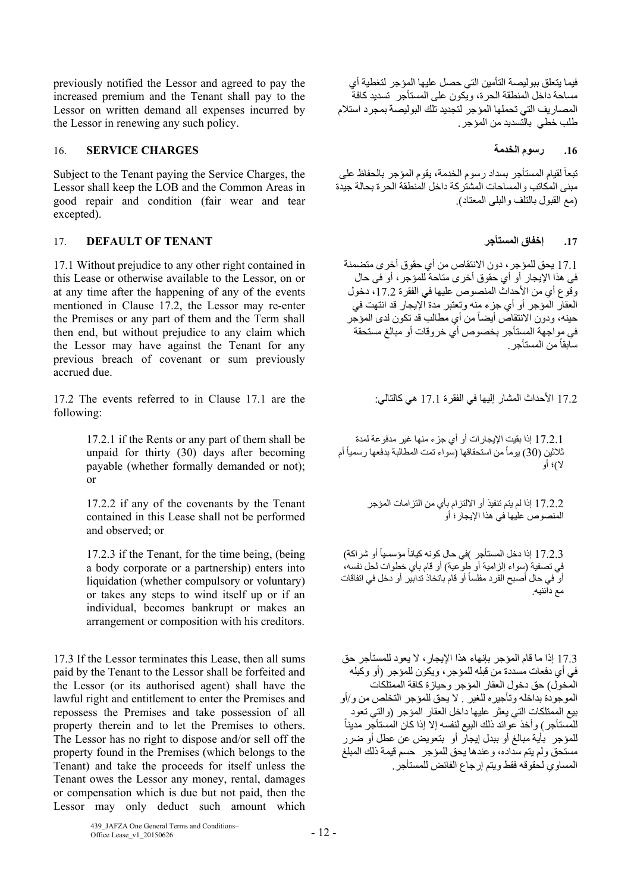previously notified the Lessor and agreed to pay the increased premium and the Tenant shall pay to the Lessor on written demand all expenses incurred by the Lessor in renewing any such policy.

فيما يتعلق ببوليصة التأمين التي حصل عليها المؤجر لتغطية أي مساحة داخل المنطقة الحرة، ويكون على المستأجر تسديد كافة المصاريف التي تحملها المؤجر لتجديد تلك البوليصة بمجرد استلام طلب خطي بالتسديد من المؤجر.

## 16. SERVICE CHARGES

## .16 رسوم الخدمة

Subject to the Tenant paying the Service Charges, the Lessor shall keep the LOB and the Common Areas in good repair and condition (fair wear and tear excepted).

تبعاً لقيام المستأجر بسداد رسوم الخدمة، يقوم المؤجر بالحفاظ على مبنى المكاتب والمساحات المشتركة داخل المنطقة الحرة بحالة جيدة (مع القبول بالتلف والبلى المعتاد).

## 17. DEFAULT OF TENANT

## .17 إخفاق المستأجر

17.1 Without prejudice to any other right contained in this Lease or otherwise available to the Lessor, on or at any time after the happening of any of the events mentioned in Clause 17.2, the Lessor may re-enter the Premises or any part of them and the Term shall then end, but without prejudice to any claim which the Lessor may have against the Tenant for any previous breach of covenant or sum previously accrued due.

17.1 يحق للمؤجر، دون الانتقاص من أي حقوق أخرى متضمنة في هذا الإيجار أو أي حقوق أخرى متاحة للمؤجر، أو في حال وقوع أي من الأحداث المنصوص عليها في الفقرة 17.2، دخول العقار المؤجر أو أي جزء منه وتعتبر مدة الإيجار قد انتهت في حينه، ودون الانتقاص أيضاً من أي مطالب قد تكون لدى المؤجر في مواجهة المستأجر بخصوص أي خروقات أو مبالغ مستحقة سابقاً من المستأجر.

17.2 The events referred to in Clause 17.1 are the following:

17.2 الأحداث المشار إليها في الفقرة 17.1 هي كالتالي:

17.2.1 if the Rents or any part of them shall be unpaid for thirty (30) days after becoming payable (whether formally demanded or not); or

17.2.1 إذا بقيت الإيجارات أو أي جزء منها غير مدفوعة لمدة ثلاثين (30) يوماً من استحقاقها (سواء تمت المطالبة بدفعها رسمياً أم لا)؛ أو

17.2.2 if any of the covenants by the Tenant contained in this Lease shall not be performed and observed; or

17.2.2 إذا لم يتم تنفيذ أو الالتزام بأي من التزامات المؤجر المنصوص عليها في هذا الإيجار؛ أو

17.2.3 if the Tenant, for the time being, (being a body corporate or a partnership) enters into liquidation (whether compulsory or voluntary) or takes any steps to wind itself up or if an individual, becomes bankrupt or makes an arrangement or composition with his creditors.

17.2.3 إذا دخل المستأجر )في حال كونه كياناً مؤسسياً أو شراكة) في تصفية (سواء إلزامية أو طوعية) أو قام بأي خطوات لحل نفسه، أو في حال أصبح الفرد مفلساً أو قام باتخاذ تدابير أو دخل في اتفاقات مع دائنيه.

17.3 If the Lessor terminates this Lease, then all sums paid by the Tenant to the Lessor shall be forfeited and the Lessor (or its authorised agent) shall have the lawful right and entitlement to enter the Premises and repossess the Premises and take possession of all property therein and to let the Premises to others. The Lessor has no right to dispose and/or sell off the property found in the Premises (which belongs to the Tenant) and take the proceeds for itself unless the Tenant owes the Lessor any money, rental, damages or compensation which is due but not paid, then the Lessor may only deduct such amount which

17.3 إذا ما قام المؤجر بإنهاء هذا الإيجار، لا يعود للمستأجر حق في أي دفعات مسددة من قبله للمؤجر، ويكون للمؤجر (أو وكيله المخول) حق دخول العقار المؤجر وحيازة كافة الممتلكات الموجودة بداخله وتأجيره للغير . لا يحق للمؤجر التخلص من و/أو بيع الممتلكات التي يعثر عليها داخل العقار المؤجر (والتي تعود للمستأجر) وأخذ عوائد ذلك البيع لنفسه إلا إذا كان المستأجر مديناً للمؤجر بأية مبالغ أو ببدل إيجار أو بتعويض عن عطل أو ضرر مستحق ولم يتم سداده، وعندها يحق للمؤجر حسم قيمة ذلك المبلغ المساوي لحقوقه فقط ويتم إرجاع الفائض للمستأجر.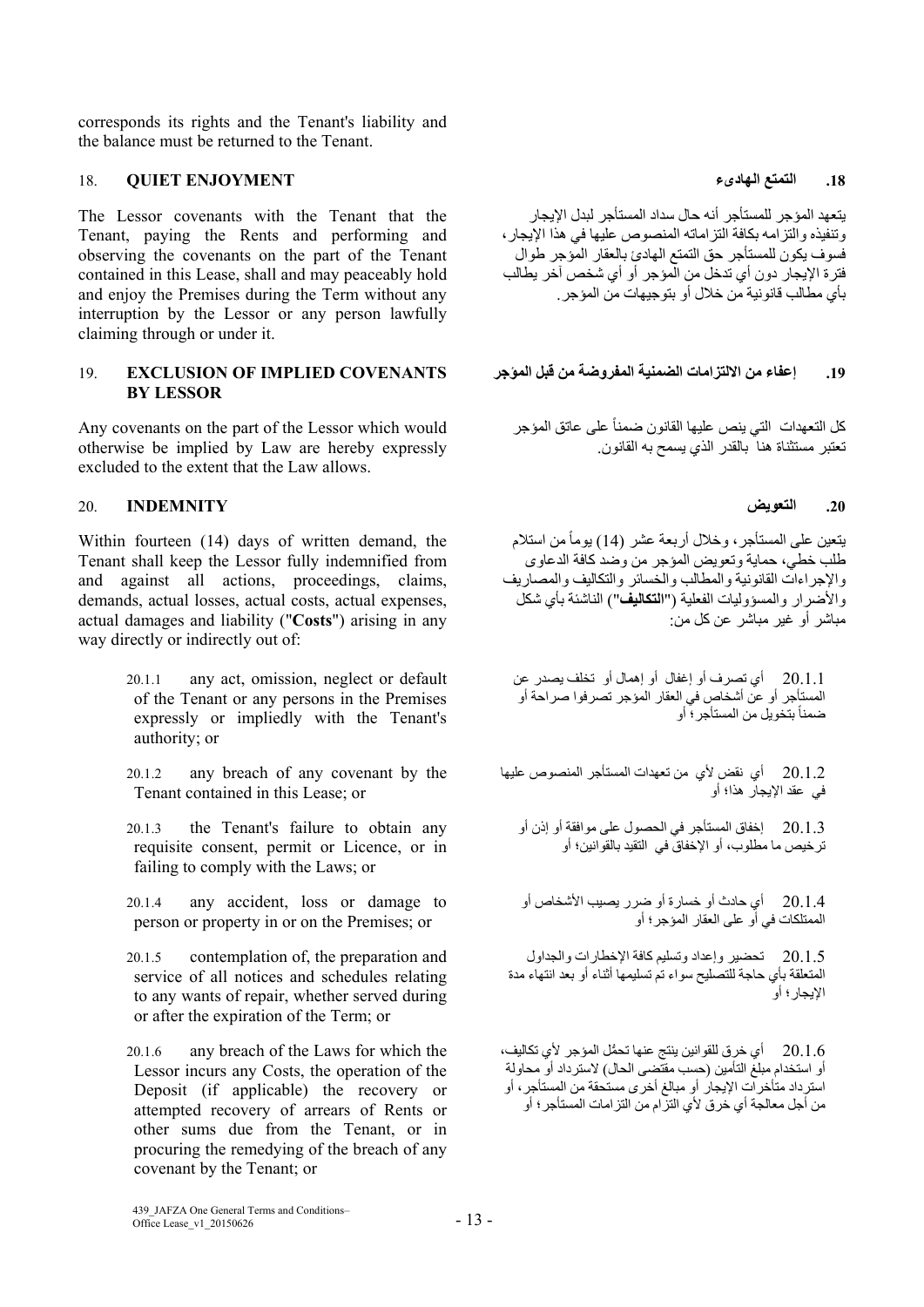corresponds its rights and the Tenant's liability and the balance must be returned to the Tenant.

## 18. QUIET ENJOYMENT

The Lessor covenants with the Tenant that the Tenant, paying the Rents and performing and observing the covenants on the part of the Tenant contained in this Lease, shall and may peaceably hold and enjoy the Premises during the Term without any interruption by the Lessor or any person lawfully claiming through or under it.

## 19. EXCLUSION OF IMPLIED COVENANTS BY LESSOR

Any covenants on the part of the Lessor which would otherwise be implied by Law are hereby expressly excluded to the extent that the Law allows.

## 20. INDEMNITY

Within fourteen (14) days of written demand, the Tenant shall keep the Lessor fully indemnified from and against all actions, proceedings, claims, demands, actual losses, actual costs, actual expenses, actual damages and liability ("**Costs**") arising in any way directly or indirectly out of:

20.1.1 any act, omission, neglect or default of the Tenant or any persons in the Premises expressly or impliedly with the Tenant's authority; or

20.1.2 any breach of any covenant by the Tenant contained in this Lease; or

20.1.3 the Tenant's failure to obtain any requisite consent, permit or Licence, or in failing to comply with the Laws; or

20.1.4 any accident, loss or damage to person or property in or on the Premises; or

20.1.5 contemplation of, the preparation and service of all notices and schedules relating to any wants of repair, whether served during or after the expiration of the Term; or

20.1.6 any breach of the Laws for which the Lessor incurs any Costs, the operation of the Deposit (if applicable) the recovery or attempted recovery of arrears of Rents or other sums due from the Tenant, or in procuring the remedying of the breach of any covenant by the Tenant; or

## .18 التمتع الهادىء

يتعهد المؤجر للمستأجر أنه حال سداد المستأجر لبدل الإيجار وتنفيذه والتزامه بكافة التزاماته المنصوص عليها في هذا الإيجار، فسوف يكون للمستأجر حق التمتع الهادئ بالعقار المؤجر طوال فترة الإيجار دون أي تدخل من المؤجر أو أي شخص آخر يطالب بأي مطالب قانونية من خلال أو بتوجيهات من المؤجر.

## .19 إعفاء من الالتزامات الضمنية المفروضة من قبل المؤجر

كل التعهدات التي ينص عليها القانون ضمناً على عاتق المؤجر تعتبر مستثناة هنا بالقدر الذي يسمح به القانون.

## .20 التعويض

يتعين على المستأجر، وخلال أربعة عشر (14) يوماً من استلام طلب خطي، حماية وتعويض المؤجر من وضد كافة الدعاوى والإجراءات القانونية والمطالب والخسائر والتكاليف والمصاريف والأضرار والمسؤوليات الفعلية ("**التكاليف**") الناشئة بأي شكل مباشر أو غير مباشر عن كل من:

20.1.1 أي تصرف أو إغفال أو إهمال أو تخلف يصدر عن المستأجر أو عن أشخاص في العقار المؤجر تصرفوا صراحة أو ضمناً بتخويل من المستأجر؛ أو

20.1.2 أي نقض لأي من تعهدات المستأجر المنصوص عليها في عقد الإيجار هذا؛ أو

20.1.3 إخفاق المستأجر في الحصول على موافقة أو إذن أو ترخيص ما مطلوب، أو الإخفاق في التقيد بالقوانين؛ أو

20.1.4 أي حادث أو خسارة أو ضرر يصيب الأشخاص أو الممتلكات في أو على العقار المؤجر؛ أو

20.1.5 تحضير وإعداد وتسليم كافة الإخطارات والجداول المتعلقة بأي حاجة للتصليح سواء تم تسليمها أثناء أو بعد انتهاء مدة الإيجار؛ أو

20.1.6 أي خرق للقوانين ينتج عنها تحمُّل المؤجر لأي تكاليف، أو استخدام مبلغ التأمين (حسب مقتضى الحال) لاسترداد أو محاولة استرداد متأخرات الإيجار أو مبالغ أخرى مستحقة من المستأجر، أو من أجل معالجة أي خرق لأي التزام من التزامات المستأجر؛ أو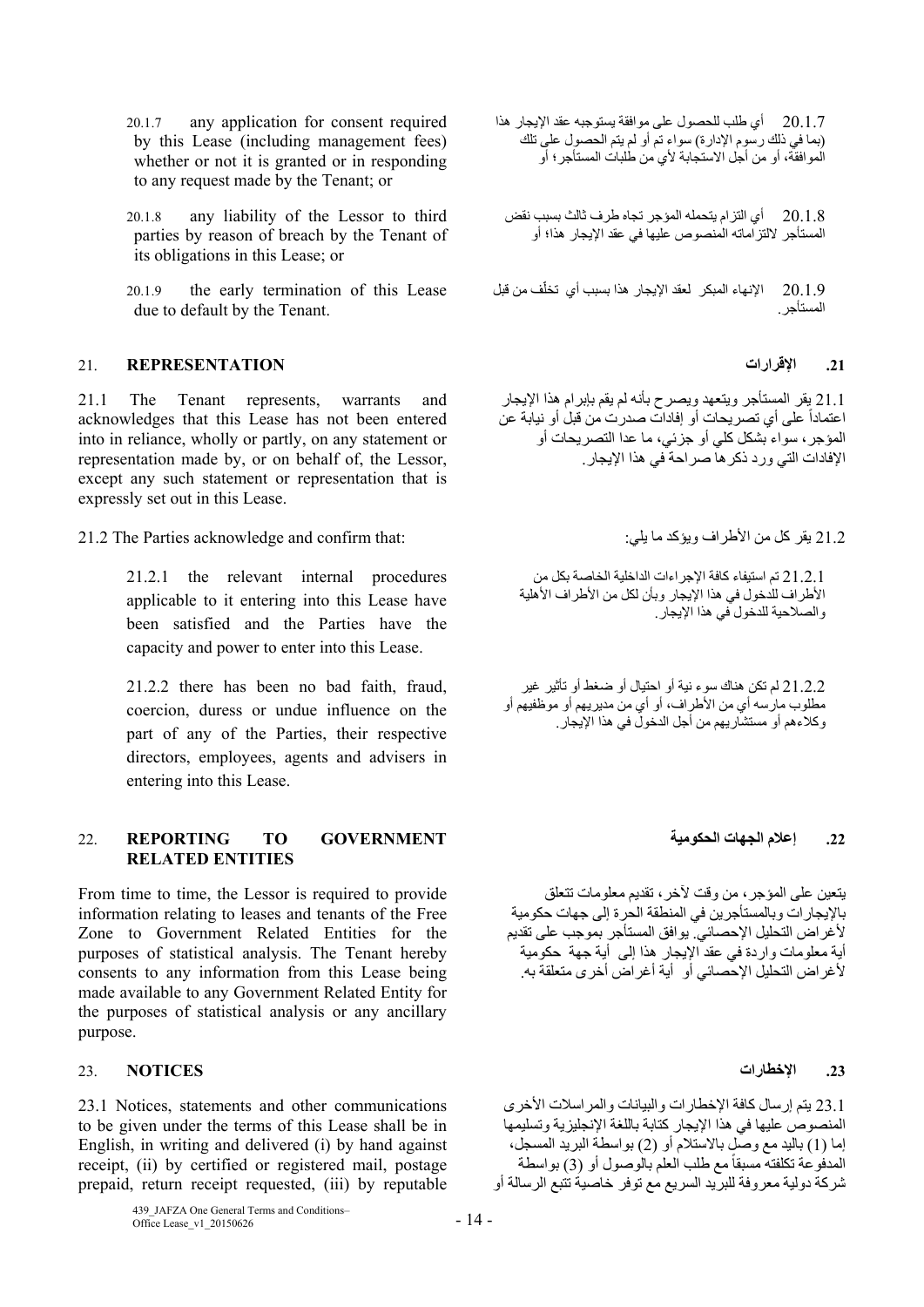20.1.7 any application for consent required by this Lease (including management fees) whether or not it is granted or in responding to any request made by the Tenant; or

20.1.7 أي طلب للحصول على موافقة يستوجبه عقد الإيجار هذا (بما في ذلك رسوم الإدارة) سواء تم أو لم يتم الحصول على تلك الموافقة، أو من أجل الاستجابة لأي من طلبات المستأجر؛ أو

20.1.8 any liability of the Lessor to third parties by reason of breach by the Tenant of its obligations in this Lease; or

20.1.8 أي التزام يتحمله المؤجر تجاه طرف ثالث بسبب نقض المستأجر لالتزاماته المنصوص عليها في عقد الإيجار هذا؛ أو

20.1.9 the early termination of this Lease due to default by the Tenant.

20.1.9 الإنهاء المبكر لعقد الإيجار هذا بسبب أي تخلّف من قبل المستأجر.

## 21. REPRESENTATION

## 21. الإقرارات

21.1 The Tenant represents, warrants and acknowledges that this Lease has not been entered into in reliance, wholly or partly, on any statement or representation made by, or on behalf of, the Lessor, except any such statement or representation that is expressly set out in this Lease.

21.1 يقر المستأجر ويتعهد ويصرح بأنه لم يقم بإبرام هذا الإيجار اعتماداً على أي تصريحات أو إفادات صدرت من قبل أو نيابة عن المؤجر، سواء بشكل كلي أو جزئي، ما عدا التصريحات أو الإفادات التي ورد ذكرها صراحة في هذا الإيجار.

21.2 The Parties acknowledge and confirm that:

21.2 يقر كل من الأطراف ويؤكد ما يلي:

21.2.1 the relevant internal procedures applicable to it entering into this Lease have been satisfied and the Parties have the capacity and power to enter into this Lease.

21.2.1 تم استيفاء كافة الإجراءات الداخلية الخاصة بكل من الأطراف للدخول في هذا الإيجار وبأن لكل من الأطراف الأهلية والصلاحية للدخول في هذا الإيجار.

21.2.2 there has been no bad faith, fraud, coercion, duress or undue influence on the part of any of the Parties, their respective directors, employees, agents and advisers in entering into this Lease.

21.2.2 لم تكن هناك سوء نية أو احتيال أو ضغط أو تأثير غير مطلوب مارسه أي من الأطراف، أو أي من مديريهم أو موظفيهم أو وكلاءهم أو مستشاريهم من أجل الدخول في هذا الإيجار.

## 22. REPORTING TO GOVERNMENT RELATED ENTITIES

## 22. إعلام الجهات الحكومية

From time to time, the Lessor is required to provide information relating to leases and tenants of the Free Zone to Government Related Entities for the purposes of statistical analysis. The Tenant hereby consents to any information from this Lease being made available to any Government Related Entity for the purposes of statistical analysis or any ancillary purpose.

يتعين على المؤجر، من وقت لآخر، تقديم معلومات تتعلق بالإيجارات وبالمستأجرين في المنطقة الحرة إلى جهات حكومية لأغراض التحليل الإحصائي. يوافق المستأجر بموجب على تقديم أية معلومات واردة في عقد الإيجار هذا إلى أية جهة حكومية لأغراض التحليل الإحصائي أو أية أغراض أخرى متعلقة به.

## 23. NOTICES

## 23. الإخطارات

23.1 Notices, statements and other communications to be given under the terms of this Lease shall be in English, in writing and delivered (i) by hand against receipt, (ii) by certified or registered mail, postage prepaid, return receipt requested, (iii) by reputable

23.1 يتم إرسال كافة الإخطارات والبيانات والمراسلات الأخرى المنصوص عليها في هذا الإيجار كتابة باللغة الإنجليزية وتسليمها إما (1) باليد مع وصل بالاستلام أو (2) بواسطة البريد المسجل، المدفوعة تكلفته مسبقاً مع طلب العلم بالوصول أو (3) بواسطة شركة دولية معروفة للبريد السريع مع توفر خاصية تتبع الرسالة أو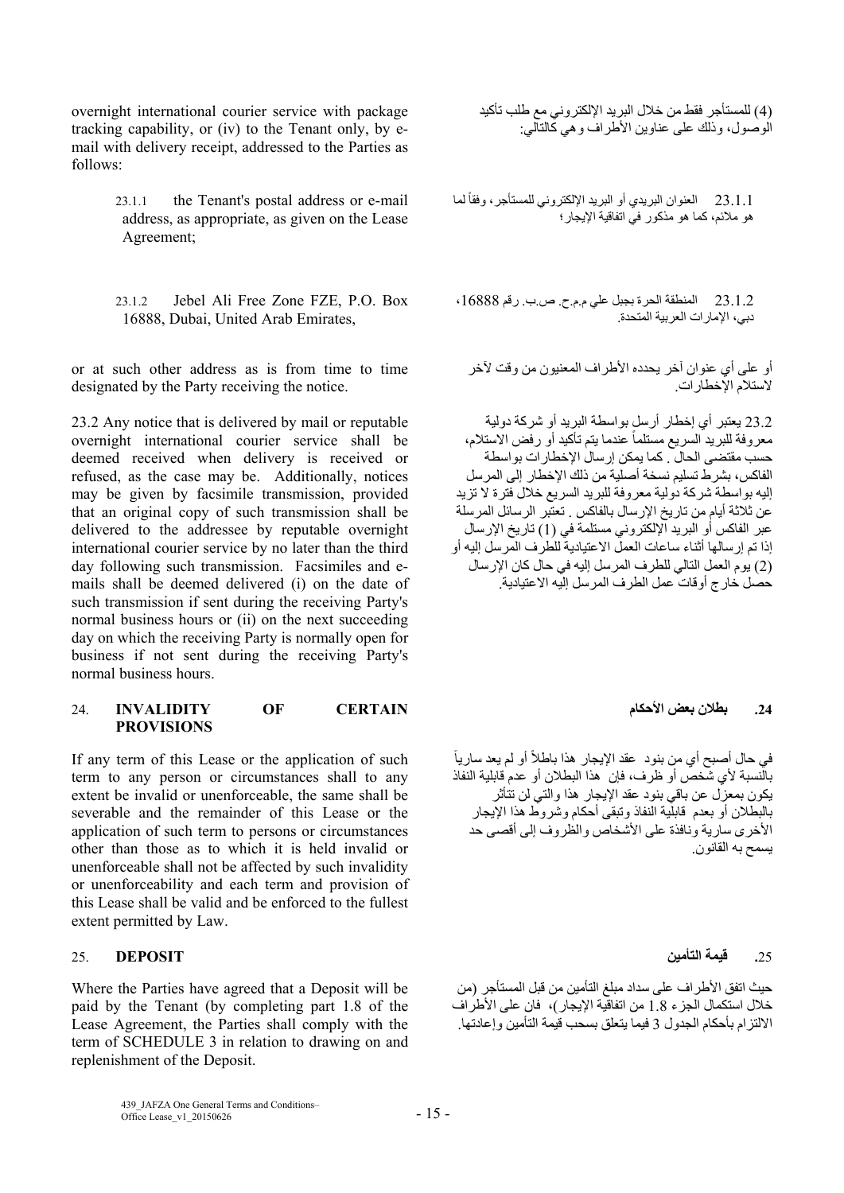overnight international courier service with package tracking capability, or (iv) to the Tenant only, by e-mail with delivery receipt, addressed to the Parties as follows:

(4) للمستأجر فقط من خلال البريد الإلكتروني مع طلب تأكيد الوصول، وذلك على عناوين الأطراف وهي كالتالي:

23.1.1 the Tenant's postal address or e-mail address, as appropriate, as given on the Lease Agreement;

23.1.1 العنوان البريدي أو البريد الإلكتروني للمستأجر، وفقاً لما هو ملائم، كما هو مذكور في اتفاقية الإيجار؛

23.1.2 Jebel Ali Free Zone FZE, P.O. Box 16888, Dubai, United Arab Emirates,

23.1.2 المنطقة الحرة بجبل علي م.م.ح. ص.ب. رقم 16888، دبي، الإمارات العربية المتحدة.

or at such other address as is from time to time designated by the Party receiving the notice.

أو على أي عنوان آخر يحدده الأطراف المعنيون من وقت لآخر لاستلام الإخطارات.

23.2 Any notice that is delivered by mail or reputable overnight international courier service shall be deemed received when delivery is received or refused, as the case may be. Additionally, notices may be given by facsimile transmission, provided that an original copy of such transmission shall be delivered to the addressee by reputable overnight international courier service by no later than the third day following such transmission. Facsimiles and e-mails shall be deemed delivered (i) on the date of such transmission if sent during the receiving Party's normal business hours or (ii) on the next succeeding day on which the receiving Party is normally open for business if not sent during the receiving Party's normal business hours.

23.2 يعتبر أي إخطار أرسل بواسطة البريد أو شركة دولية معروفة للبريد السريع مستلماً عندما يتم تأكيد أو رفض الاستلام، حسب مقتضى الحال. كما يمكن إرسال الإخطارات بواسطة الفاكس، بشرط تسليم نسخة أصلية من ذلك الإخطار إلى المرسل إليه بواسطة شركة دولية معروفة للبريد السريع خلال فترة لا تزيد عن ثلاثة أيام من تاريخ الإرسال بالفاكس. تعتبر الرسائل المرسلة عبر الفاكس أو البريد الإلكتروني مستلمة في (1) تاريخ الإرسال إذا تم إرسالها أثناء ساعات العمل الاعتيادية للطرف المرسل إليه أو (2) يوم العمل التالي للطرف المرسل إليه في حال كان الإرسال حصل خارج أوقات عمل الطرف المرسل إليه الاعتيادية.

## 24. INVALIDITY OF CERTAIN PROVISIONS

## .24 بطلان بعض الأحكام

If any term of this Lease or the application of such term to any person or circumstances shall to any extent be invalid or unenforceable, the same shall be severable and the remainder of this Lease or the application of such term to persons or circumstances other than those as to which it is held invalid or unenforceable shall not be affected by such invalidity or unenforceability and each term and provision of this Lease shall be valid and be enforced to the fullest extent permitted by Law.

في حال أصبح أي من بنود عقد الإيجار هذا باطلاً أو لم يعد سارياً بالنسبة لأي شخص أو ظرف، فإن هذا البطلان أو عدم قابلية النفاذ يكون بمعزل عن باقي بنود عقد الإيجار هذا والتي لن تتأثر بالبطلان أو بعدم قابلية النفاذ وتبقى أحكام وشروط هذا الإيجار الأخرى سارية ونافذة على الأشخاص والظروف إلى أقصى حد يسمح به القانون.

## 25. DEPOSIT

## .25 قيمة التأمين

Where the Parties have agreed that a Deposit will be paid by the Tenant (by completing part 1.8 of the Lease Agreement, the Parties shall comply with the term of SCHEDULE 3 in relation to drawing on and replenishment of the Deposit.

حيث اتفق الأطراف على سداد مبلغ التأمين من قبل المستأجر (من خلال استكمال الجزء 1.8 من اتفاقية الإيجار)، فإن على الأطراف الالتزام بأحكام الجدول 3 فيما يتعلق بسحب قيمة التأمين وإعادتها.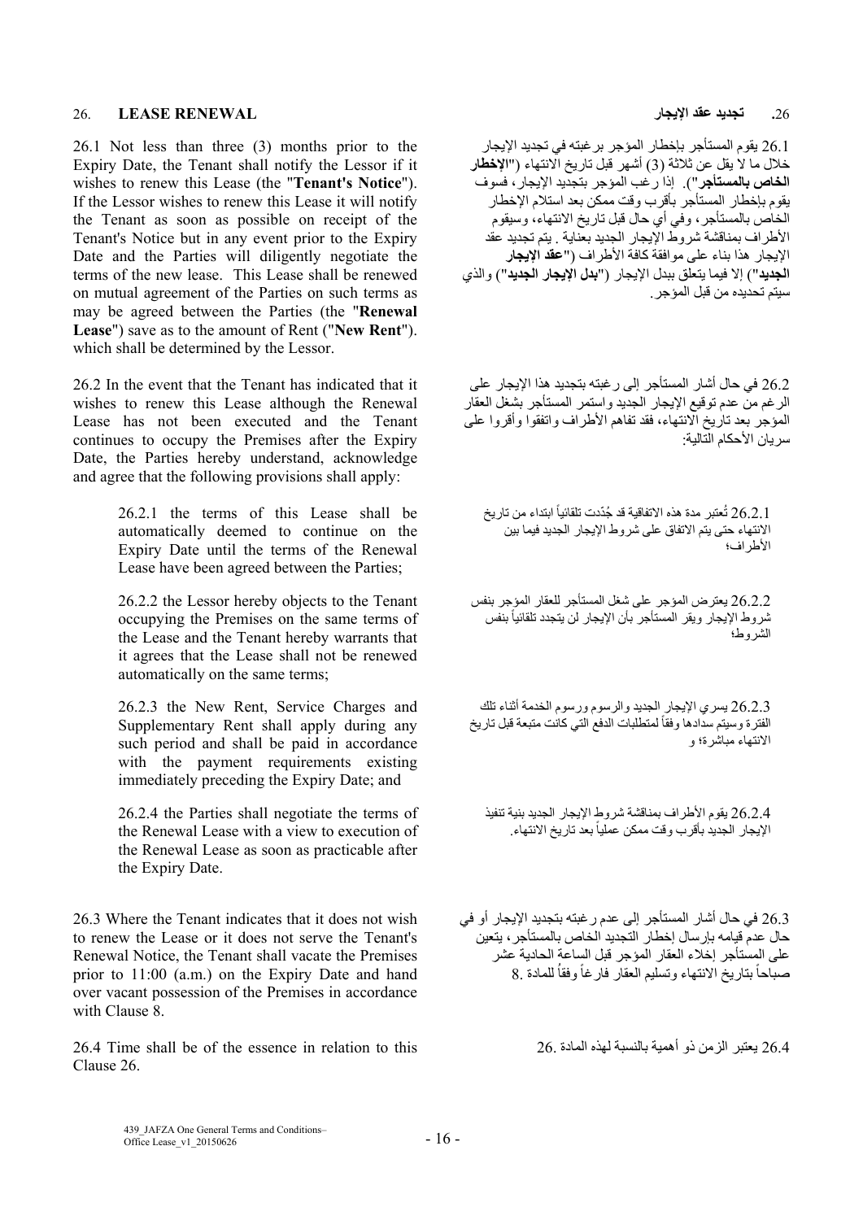## 26. LEASE RENEWAL

## .26 تجديد عقد الإيجار

26.1 Not less than three (3) months prior to the Expiry Date, the Tenant shall notify the Lessor if it wishes to renew this Lease (the "**Tenant's Notice**"). If the Lessor wishes to renew this Lease it will notify the Tenant as soon as possible on receipt of the Tenant's Notice but in any event prior to the Expiry Date and the Parties will diligently negotiate the terms of the new lease. This Lease shall be renewed on mutual agreement of the Parties on such terms as may be agreed between the Parties (the "**Renewal Lease**") save as to the amount of Rent ("**New Rent**"). which shall be determined by the Lessor.

26.1 يقوم المستأجر بإخطار المؤجر برغبته في تجديد الإيجار خلال ما لا يقل عن ثلاثة (3) أشهر قبل تاريخ الانتهاء ("**الإخطار الخاص بالمستأجر**"). إذا رغب المؤجر بتجديد الإيجار، فسوف يقوم بإخطار المستأجر بأقرب وقت ممكن بعد استلام الإخطار الخاص بالمستأجر، وفي أي حال قبل تاريخ الانتهاء، وسيقوم الأطراف بمناقشة شروط الإيجار الجديد بعناية. يتم تجديد عقد الإيجار هذا بناء على موافقة كافة الأطراف ("**عقد الإيجار الجديد**") إلا فيما يتعلق ببدل الإيجار ("**بدل الإيجار الجديد**") والذي سيتم تحديده من قبل المؤجر.

26.2 In the event that the Tenant has indicated that it wishes to renew this Lease although the Renewal Lease has not been executed and the Tenant continues to occupy the Premises after the Expiry Date, the Parties hereby understand, acknowledge and agree that the following provisions shall apply:

26.2 في حال أشار المستأجر إلى رغبته بتجديد هذا الإيجار على الرغم من عدم توقيع الإيجار الجديد واستمر المستأجر بشغل العقار المؤجر بعد تاريخ الانتهاء، فقد تفاهم الأطراف واتفقوا وأقروا على سريان الأحكام التالية:

> 26.2.1 the terms of this Lease shall be automatically deemed to continue on the Expiry Date until the terms of the Renewal Lease have been agreed between the Parties;
>
> 26.2.1 تُعتبر مدة هذه الاتفاقية قد جُدِّدت تلقائياً ابتداء من تاريخ الانتهاء حتى يتم الاتفاق على شروط الإيجار الجديد فيما بين الأطراف؛
>
> 26.2.2 the Lessor hereby objects to the Tenant occupying the Premises on the same terms of the Lease and the Tenant hereby warrants that it agrees that the Lease shall not be renewed automatically on the same terms;
>
> 26.2.2 يعترض المؤجر على شغل المستأجر للعقار المؤجر بنفس شروط الإيجار ويقر المستأجر بأن الإيجار لن يتجدد تلقائياً بنفس الشروط؛
>
> 26.2.3 the New Rent, Service Charges and Supplementary Rent shall apply during any such period and shall be paid in accordance with the payment requirements existing immediately preceding the Expiry Date; and
>
> 26.2.3 يسري الإيجار الجديد والرسوم ورسوم الخدمة أثناء تلك الفترة وسيتم سدادها وفقاً لمتطلبات الدفع التي كانت متبعة قبل تاريخ الانتهاء مباشرة؛ و
>
> 26.2.4 the Parties shall negotiate the terms of the Renewal Lease with a view to execution of the Renewal Lease as soon as practicable after the Expiry Date.
>
> 26.2.4 يقوم الأطراف بمناقشة شروط الإيجار الجديد بنية تنفيذ الإيجار الجديد بأقرب وقت ممكن عملياً بعد تاريخ الانتهاء.

26.3 Where the Tenant indicates that it does not wish to renew the Lease or it does not serve the Tenant's Renewal Notice, the Tenant shall vacate the Premises prior to 11:00 (a.m.) on the Expiry Date and hand over vacant possession of the Premises in accordance with Clause 8.

26.3 في حال أشار المستأجر إلى عدم رغبته بتجديد الإيجار أو في حال عدم قيامه بإرسال إخطار التجديد الخاص بالمستأجر، يتعين على المستأجر إخلاء العقار المؤجر قبل الساعة الحادية عشر صباحاً بتاريخ الانتهاء وتسليم العقار فارغاً وفقاً للمادة 8.

26.4 Time shall be of the essence in relation to this Clause 26.

26.4 يعتبر الزمن ذو أهمية بالنسبة لهذه المادة 26.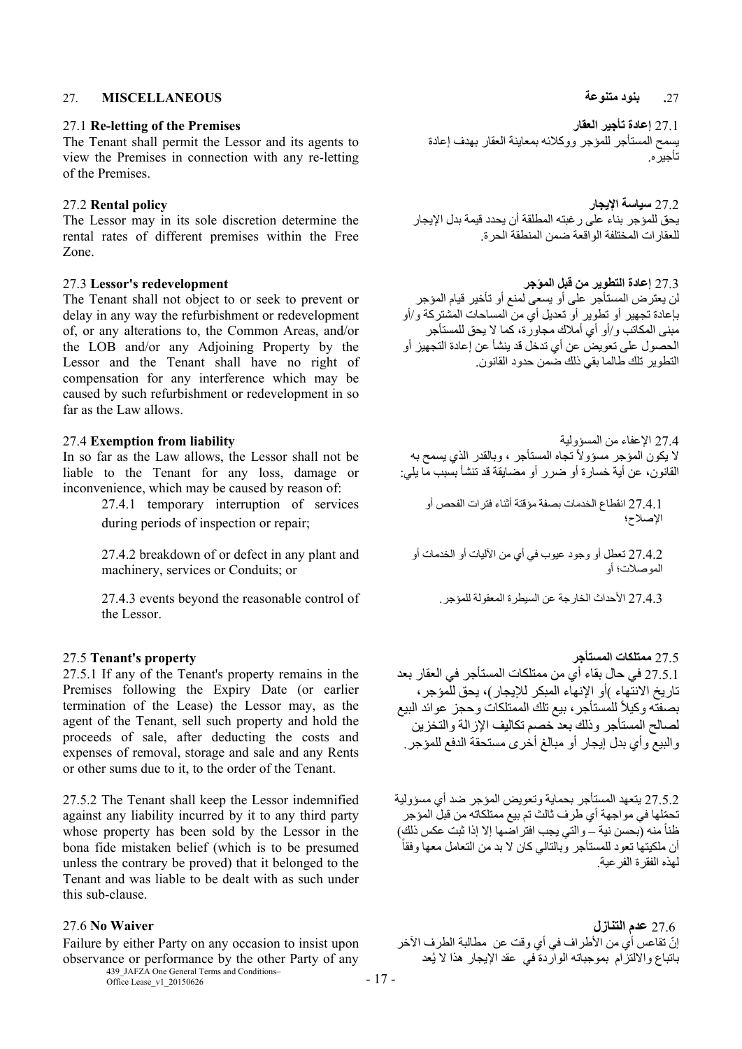## 27. MISCELLANEOUS

**27.1 Re-letting of the Premises**

The Tenant shall permit the Lessor and its agents to view the Premises in connection with any re-letting of the Premises.

**27.2 Rental policy**

The Lessor may in its sole discretion determine the rental rates of different premises within the Free Zone.

**27.3 Lessor's redevelopment**

The Tenant shall not object to or seek to prevent or delay in any way the refurbishment or redevelopment of, or any alterations to, the Common Areas, and/or the LOB and/or any Adjoining Property by the Lessor and the Tenant shall have no right of compensation for any interference which may be caused by such refurbishment or redevelopment in so far as the Law allows.

**27.4 Exemption from liability**

In so far as the Law allows, the Lessor shall not be liable to the Tenant for any loss, damage or inconvenience, which may be caused by reason of:

27.4.1 temporary interruption of services during periods of inspection or repair;

27.4.2 breakdown of or defect in any plant and machinery, services or Conduits; or

27.4.3 events beyond the reasonable control of the Lessor.

**27.5 Tenant's property**

27.5.1 If any of the Tenant's property remains in the Premises following the Expiry Date (or earlier termination of the Lease) the Lessor may, as the agent of the Tenant, sell such property and hold the proceeds of sale, after deducting the costs and expenses of removal, storage and sale and any Rents or other sums due to it, to the order of the Tenant.

27.5.2 The Tenant shall keep the Lessor indemnified against any liability incurred by it to any third party whose property has been sold by the Lessor in the bona fide mistaken belief (which is to be presumed unless the contrary be proved) that it belonged to the Tenant and was liable to be dealt with as such under this sub-clause.

**27.6 No Waiver**

Failure by either Party on any occasion to insist upon observance or performance by the other Party of any

## .27 **بنود متنوعة**

27.1 **إعادة تأجير العقار**

يسمح المستأجر للمؤجر ووكلائه بمعاينة العقار بهدف إعادة تأجيره.

27.2 **سياسة الإيجار**

يحق للمؤجر بناء على رغبته المطلقة أن يحدد قيمة بدل الإيجار للعقارات المختلفة الواقعة ضمن المنطقة الحرة.

27.3 **إعادة التطوير من قبل المؤجر**

لن يعترض المستأجر على أو يسعى لمنع أو تأخير قيام المؤجر بإعادة تجهيز أو تطوير أو تعديل أي من المساحات المشتركة و/أو مبنى المكاتب و/أو أي أملاك مجاورة، كما لا يحق للمستأجر الحصول على تعويض عن أي تدخل قد ينشأ عن إعادة التجهيز أو التطوير تلك طالما بقي ذلك ضمن حدود القانون.

27.4 الإعفاء من المسؤولية

لا يكون المؤجر مسؤولاً تجاه المستأجر ، وبالقدر الذي يسمح به القانون، عن أية خسارة أو ضرر أو مضايقة قد تنشأ بسبب ما يلي:

27.4.1 انقطاع الخدمات بصفة مؤقتة أثناء فترات الفحص أو الإصلاح؛

27.4.2 تعطل أو وجود عيوب في أي من الآليات أو الخدمات أو الموصلات؛ أو

27.4.3 الأحداث الخارجة عن السيطرة المعقولة للمؤجر.

27.5 **ممتلكات المستأجر**

27.5.1 في حال بقاء أي من ممتلكات المستأجر في العقار بعد تاريخ الانتهاء )أو الإنهاء المبكر للإيجار(، يحق للمؤجر، بصفته وكيلاً للمستأجر، بيع تلك الممتلكات وحجز عوائد البيع لصالح المستأجر وذلك بعد خصم تكاليف الإزالة والتخزين والبيع وأي بدل إيجار أو مبالغ أخرى مستحقة الدفع للمؤجر.

27.5.2 يتعهد المستأجر بحماية وتعويض المؤجر ضد أي مسؤولية تحملها في مواجهة أي طرف ثالث تم بيع ممتلكاته من قبل المؤجر ظناً منه (بحسن نية – والتي يجب افتراضها إلا إذا ثبت عكس ذلك) أن ملكيتها تعود للمستأجر وبالتالي كان لا بد من التعامل معها وفقاً لهذه الفقرة الفرعية.

27.6 **عدم التنازل**

إنّ تقاعس أي من الأطراف في أي وقت عن مطالبة الطرف الآخر باتباع والالتزام بموجباته الواردة في عقد الإيجار هذا لا يُعد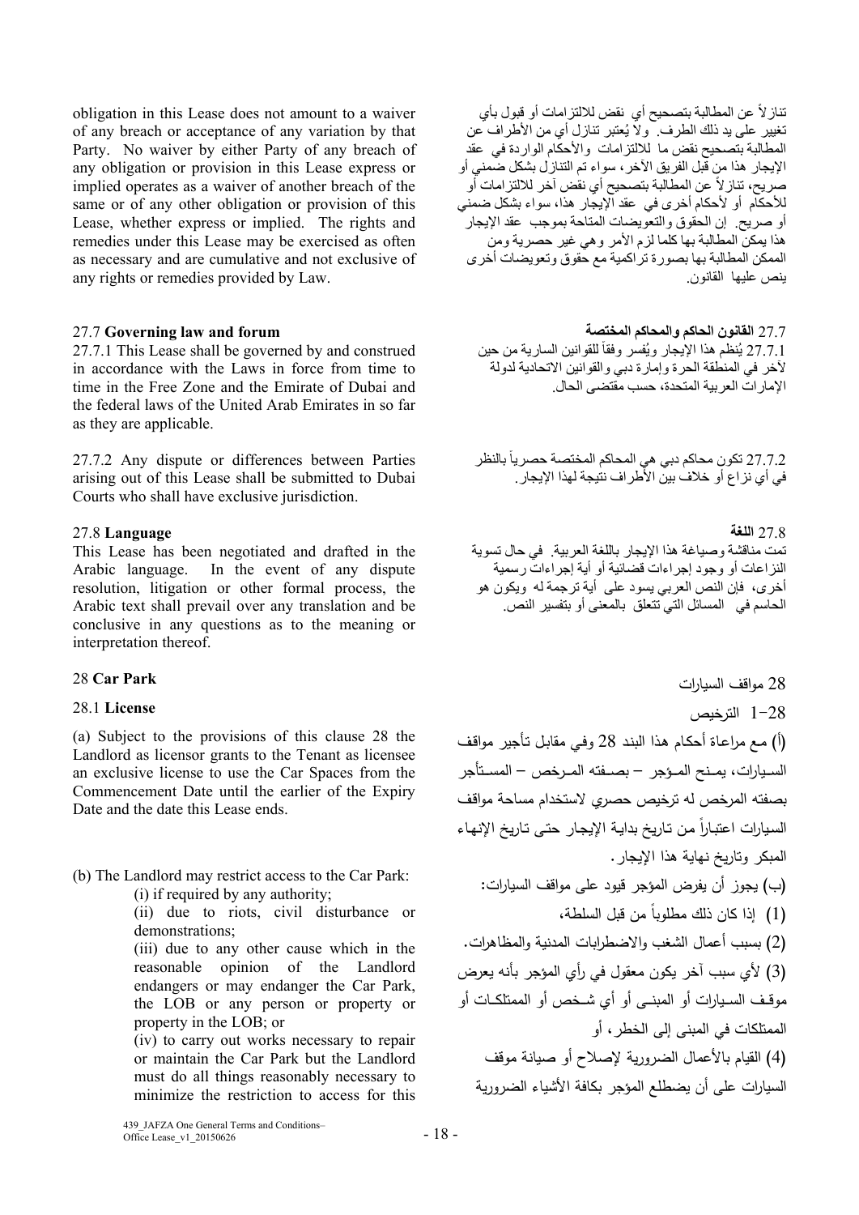obligation in this Lease does not amount to a waiver of any breach or acceptance of any variation by that Party. No waiver by either Party of any breach of any obligation or provision in this Lease express or implied operates as a waiver of another breach of the same or of any other obligation or provision of this Lease, whether express or implied. The rights and remedies under this Lease may be exercised as often as necessary and are cumulative and not exclusive of any rights or remedies provided by Law.

تنازلاً عن المطالبة بتصحيح أي نقض للالتزامات أو قبول بأي تغيير على يد ذلك الطرف. ولا يُعتبر تنازل أي من الأطراف عن المطالبة بتصحيح نقض ما للالتزامات والأحكام الواردة في عقد الإيجار هذا من قبل الفريق الآخر، سواء تم التنازل بشكل ضمني أو صريح، تنازلاً عن المطالبة بتصحيح أي نقض آخر للالتزامات أو للأحكام أو لأحكام أخرى في عقد الإيجار هذا، سواء بشكل ضمني أو صريح. إن الحقوق والتعويضات المتاحة بموجب عقد الإيجار هذا يمكن المطالبة بها كلما لزم الأمر وهي غير حصرية ومن الممكن المطالبة بها بصورة تراكمية مع حقوق وتعويضات أخرى ينص عليها القانون.

### 27.7 **Governing law and forum**

### 27.7 **القانون الحاكم والمحاكم المختصة**

27.7.1 This Lease shall be governed by and construed in accordance with the Laws in force from time to time in the Free Zone and the Emirate of Dubai and the federal laws of the United Arab Emirates in so far as they are applicable.

27.7.1 يُنظم هذا الإيجار ويُفسر وفقاً للقوانين السارية من حين لآخر في المنطقة الحرة وإمارة دبي والقوانين الاتحادية لدولة الإمارات العربية المتحدة، حسب مقتضى الحال.

27.7.2 Any dispute or differences between Parties arising out of this Lease shall be submitted to Dubai Courts who shall have exclusive jurisdiction.

27.7.2 تكون محاكم دبي هي المحاكم المختصة حصرياً بالنظر في أي نزاع أو خلاف بين الأطراف نتيجة لهذا الإيجار.

### 27.8 **Language**

### 27.8 **اللغة**

This Lease has been negotiated and drafted in the Arabic language. In the event of any dispute resolution, litigation or other formal process, the Arabic text shall prevail over any translation and be conclusive in any questions as to the meaning or interpretation thereof.

تمت مناقشة وصياغة هذا الإيجار باللغة العربية. في حال تسوية النزاعات أو وجود إجراءات قضائية أو أية إجراءات رسمية أخرى، فإن النص العربي يسود على أية ترجمة له ويكون هو الحاسم في المسائل التي تتعلق بالمعنى أو بتفسير النص.

## 28 **Car Park**

## 28 مواقف السيارات

### 28.1 **License**

### 28-1 الترخيص

(a) Subject to the provisions of this clause 28 the Landlord as licensor grants to the Tenant as licensee an exclusive license to use the Car Spaces from the Commencement Date until the earlier of the Expiry Date and the date this Lease ends.

(أ) مع مراعاة أحكام هذا البند 28 وفي مقابل تأجير مواقف السيارات، يمنح المؤجر – بصفته المرخص – المستأجر بصفته المرخص له ترخيص حصري لاستخدام مساحة مواقف السيارات اعتباراً من تاريخ بداية الإيجار حتى تاريخ الإنهاء المبكر وتاريخ نهاية هذا الإيجار.

(b) The Landlord may restrict access to the Car Park:

(i) if required by any authority;

(ii) due to riots, civil disturbance or demonstrations;

(iii) due to any other cause which in the reasonable opinion of the Landlord endangers or may endanger the Car Park, the LOB or any person or property or property in the LOB; or

(iv) to carry out works necessary to repair or maintain the Car Park but the Landlord must do all things reasonably necessary to minimize the restriction to access for this

(ب) يجوز أن يفرض المؤجر قيود على مواقف السيارات:

(1) إذا كان ذلك مطلوباً من قبل السلطة،

(2) بسبب أعمال الشغب والاضطرابات المدنية والمظاهرات.

(3) لأي سبب آخر يكون معقول في رأي المؤجر بأنه يعرض موقف السيارات أو المبنى أو أي شخص أو الممتلكات أو الممتلكات في المبنى إلى الخطر، أو

(4) القيام بالأعمال الضرورية لإصلاح أو صيانة موقف السيارات على أن يضطلع المؤجر بكافة الأشياء الضرورية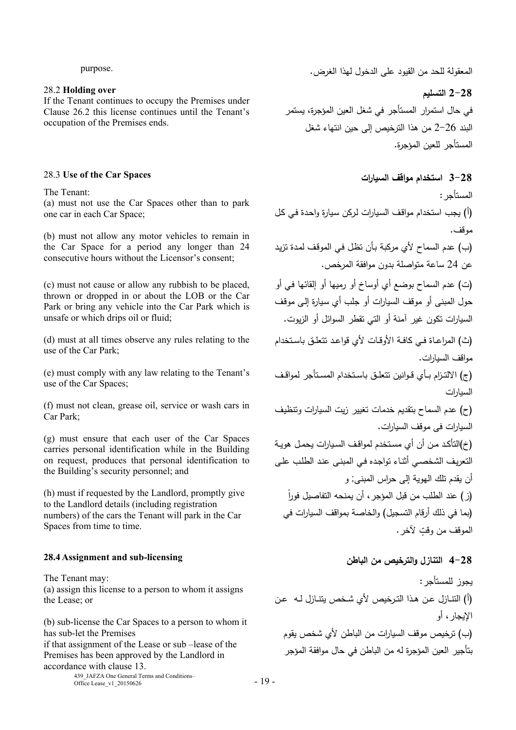purpose.

المعقولة للحد من القيود على الدخول لهذا الغرض.

28.2 **Holding over**

If the Tenant continues to occupy the Premises under Clause 26.2 this license continues until the Tenant's occupation of the Premises ends.

**28-2 التسليم**

في حال استمرار المستأجر في شغل العين المؤجرة، يستمر البند 26-2 من هذا الترخيص إلى حين انتهاء شغل المستأجر للعين المؤجرة.

28.3 **Use of the Car Spaces**

The Tenant:

(a) must not use the Car Spaces other than to park one car in each Car Space;

(b) must not allow any motor vehicles to remain in the Car Space for a period any longer than 24 consecutive hours without the Licensor's consent;

(c) must not cause or allow any rubbish to be placed, thrown or dropped in or about the LOB or the Car Park or bring any vehicle into the Car Park which is unsafe or which drips oil or fluid;

(d) must at all times observe any rules relating to the use of the Car Park;

(e) must comply with any law relating to the Tenant's use of the Car Spaces;

(f) must not clean, grease oil, service or wash cars in Car Park;

(g) must ensure that each user of the Car Spaces carries personal identification while in the Building on request, produces that personal identification to the Building's security personnel; and

(h) must if requested by the Landlord, promptly give to the Landlord details (including registration numbers) of the cars the Tenant will park in the Car Spaces from time to time.

**28-3 استخدام مواقف السيارات**

المستأجر:

(أ) يجب استخدام مواقف السيارات لركن سيارة واحدة في كل موقف.

(ب) عدم السماح لأي مركبة بأن تظل في الموقف لمدة تزيد عن 24 ساعة متواصلة بدون موافقة المرخص.

(ت) عدم السماح بوضع أي أوساخ أو رميها أو إلقائها في أو حول المبنى أو موقف السيارات أو جلب أي سيارة إلى موقف السيارات تكون غير آمنة أو التي تقطر السوائل أو الزيوت.

(ث) المراعاة في كافة الأوقات لأي قواعد تتعلق باستخدام مواقف السيارات.

(ج) الالتزام بأي قوانين تتعلق باستخدام المستأجر لمواقف السيارات

(ح) عدم السماح بتقديم خدمات تغيير زيت السيارات وتنظيف السيارات فى موقف السيارات.

(خ)التأكد من أن أي مستخدم لمواقف السيارات يحمل هوية التعريف الشخصي أثناء تواجده في المبنى عند الطلب على أن يقدم تلك الهوية إلى حراس المبنى؛ و

(ز) عند الطلب من قبل المؤجر، أن يمنحه التفاصيل فوراً (بما في ذلك أرقام التسجيل) والخاصة بمواقف السيارات في الموقف من وقتٍ لآخر.

**28.4 Assignment and sub-licensing**

The Tenant may:

(a) assign this license to a person to whom it assigns the Lease; or

(b) sub-license the Car Spaces to a person to whom it has sub-let the Premises

if that assignment of the Lease or sub –lease of the Premises has been approved by the Landlord in accordance with clause 13.

**28-4 التنازل والترخيص من الباطن**

يجوز للمستأجر:

(أ) التنازل عن هذا الترخيص لأي شخص يتنازل له عن الإيجار، أو

(ب) ترخيص موقف السيارات من الباطن لأي شخص يقوم بتأجير العين المؤجرة له من الباطن في حال موافقة المؤجر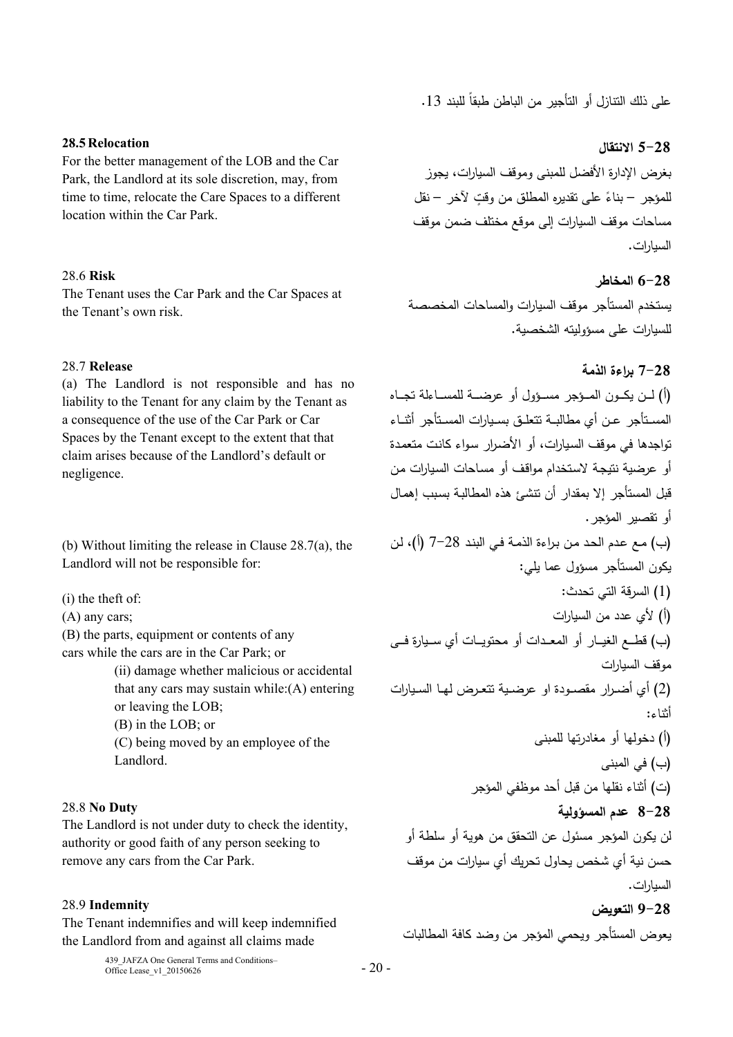على ذلك التنازل أو التأجير من الباطن طبقاً للبند 13.

**28.5 Relocation**

For the better management of the LOB and the Car Park, the Landlord at its sole discretion, may, from time to time, relocate the Care Spaces to a different location within the Car Park.

**28-5 الانتقال**

بغرض الإدارة الأفضل للمبنى وموقف السيارات، يجوز للمؤجر – بناءً على تقديره المطلق من وقتٍ لآخر – نقل مساحات موقف السيارات إلى موقع مختلف ضمن موقف السيارات.

28.6 **Risk**

The Tenant uses the Car Park and the Car Spaces at the Tenant's own risk.

**28-6 المخاطر**

يستخدم المستأجر موقف السيارات والمساحات المخصصة للسيارات على مسؤوليته الشخصية.

28.7 **Release**

(a) The Landlord is not responsible and has no liability to the Tenant for any claim by the Tenant as a consequence of the use of the Car Park or Car Spaces by the Tenant except to the extent that that claim arises because of the Landlord's default or negligence.

(b) Without limiting the release in Clause 28.7(a), the Landlord will not be responsible for:

(i) the theft of:

(A) any cars;

(B) the parts, equipment or contents of any cars while the cars are in the Car Park; or

(ii) damage whether malicious or accidental that any cars may sustain while:(A) entering or leaving the LOB;

(B) in the LOB; or

(C) being moved by an employee of the Landlord.

**28-7 براءة الذمة**

(أ) لن يكون المؤجر مسؤول أو عرضة للمساءلة تجاه المستأجر عن أي مطالبة تتعلق بسيارات المستأجر أثناء تواجدها في موقف السيارات، أو الأضرار سواء كانت متعمدة أو عرضية نتيجة لاستخدام مواقف أو مساحات السيارات من قبل المستأجر إلا بمقدار أن تنشئ هذه المطالبة بسبب إهمال أو تقصير المؤجر.

(ب) مع عدم الحد من براءة الذمة في البند 28-7 (أ)، لن يكون المستأجر مسؤول عما يلي:

(1) السرقة التي تحدث:

(أ) لأي عدد من السيارات

(ب) قطع الغيار أو المعدات أو محتويات أي سيارة في موقف السيارات

(2) أي أضرار مقصودة او عرضية تتعرض لها السيارات أثناء:

(أ) دخولها أو مغادرتها للمبنى

(ب) في المبنى

(ت) أثناء نقلها من قبل أحد موظفي المؤجر

28.8 **No Duty**

The Landlord is not under duty to check the identity, authority or good faith of any person seeking to remove any cars from the Car Park.

**28-8 عدم المسؤولية**

لن يكون المؤجر مسئول عن التحقق من هوية أو سلطة أو حسن نية أي شخص يحاول تحريك أي سيارات من موقف السيارات.

28.9 **Indemnity**

The Tenant indemnifies and will keep indemnified the Landlord from and against all claims made

**28-9 التعويض**

يعوض المستأجر ويحمي المؤجر من وضد كافة المطالبات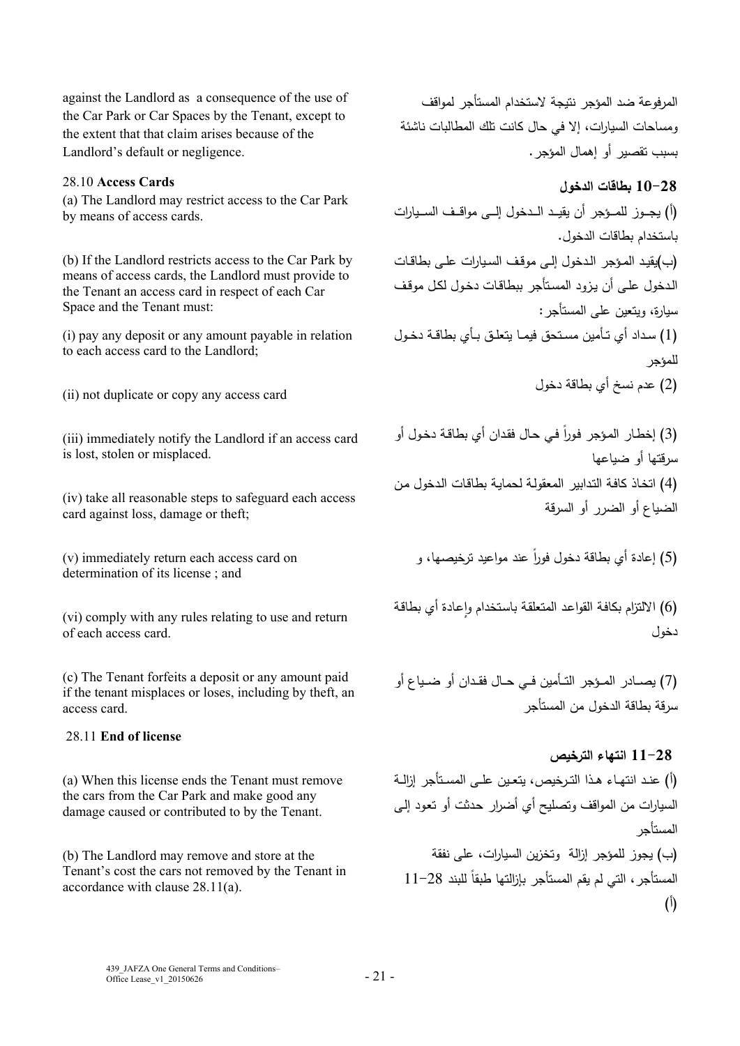against the Landlord as a consequence of the use of the Car Park or Car Spaces by the Tenant, except to the extent that that claim arises because of the Landlord's default or negligence.

المرفوعة ضد المؤجر نتيجة لاستخدام المستأجر لمواقف ومساحات السيارات، إلا في حال كانت تلك المطالبات ناشئة بسبب تقصير أو إهمال المؤجر.

28.10 **Access Cards**

**28-10 بطاقات الدخول**

(a) The Landlord may restrict access to the Car Park by means of access cards.

(أ) يجوز للمؤجر أن يقيد الدخول إلى مواقف السيارات باستخدام بطاقات الدخول.

(b) If the Landlord restricts access to the Car Park by means of access cards, the Landlord must provide to the Tenant an access card in respect of each Car Space and the Tenant must:

(ب)يقيد المؤجر الدخول إلى موقف السيارات على بطاقات الدخول على أن يزود المستأجر ببطاقات دخول لكل موقف سيارة، ويتعين على المستأجر:

(i) pay any deposit or any amount payable in relation to each access card to the Landlord;

(1) سداد أي تأمين مستحق فيما يتعلق بأي بطاقة دخول للمؤجر

(ii) not duplicate or copy any access card

(2) عدم نسخ أي بطاقة دخول

(iii) immediately notify the Landlord if an access card is lost, stolen or misplaced.

(3) إخطار المؤجر فوراً في حال فقدان أي بطاقة دخول أو سرقتها أو ضياعها

(iv) take all reasonable steps to safeguard each access card against loss, damage or theft;

(4) اتخاذ كافة التدابير المعقولة لحماية بطاقات الدخول من الضياع أو الضرر أو السرقة

(v) immediately return each access card on determination of its license ; and

(5) إعادة أي بطاقة دخول فوراً عند مواعيد ترخيصها، و

(vi) comply with any rules relating to use and return of each access card.

(6) الالتزام بكافة القواعد المتعلقة باستخدام وإعادة أي بطاقة دخول

(c) The Tenant forfeits a deposit or any amount paid if the tenant misplaces or loses, including by theft, an access card.

(7) يصادر المؤجر التأمين في حال فقدان أو ضياع أو سرقة بطاقة الدخول من المستأجر

28.11 **End of license**

**28-11 انتهاء الترخيص**

(a) When this license ends the Tenant must remove the cars from the Car Park and make good any damage caused or contributed to by the Tenant.

(أ) عند انتهاء هذا الترخيص، يتعين على المستأجر إزالة السيارات من المواقف وتصليح أي أضرار حدثت أو تعود إلى المستأجر

(b) The Landlord may remove and store at the Tenant's cost the cars not removed by the Tenant in accordance with clause 28.11(a).

(ب) يجوز للمؤجر إزالة وتخزين السيارات، على نفقة المستأجر، التي لم يقم المستأجر بإزالتها طبقاً للبند 28-11 (أ)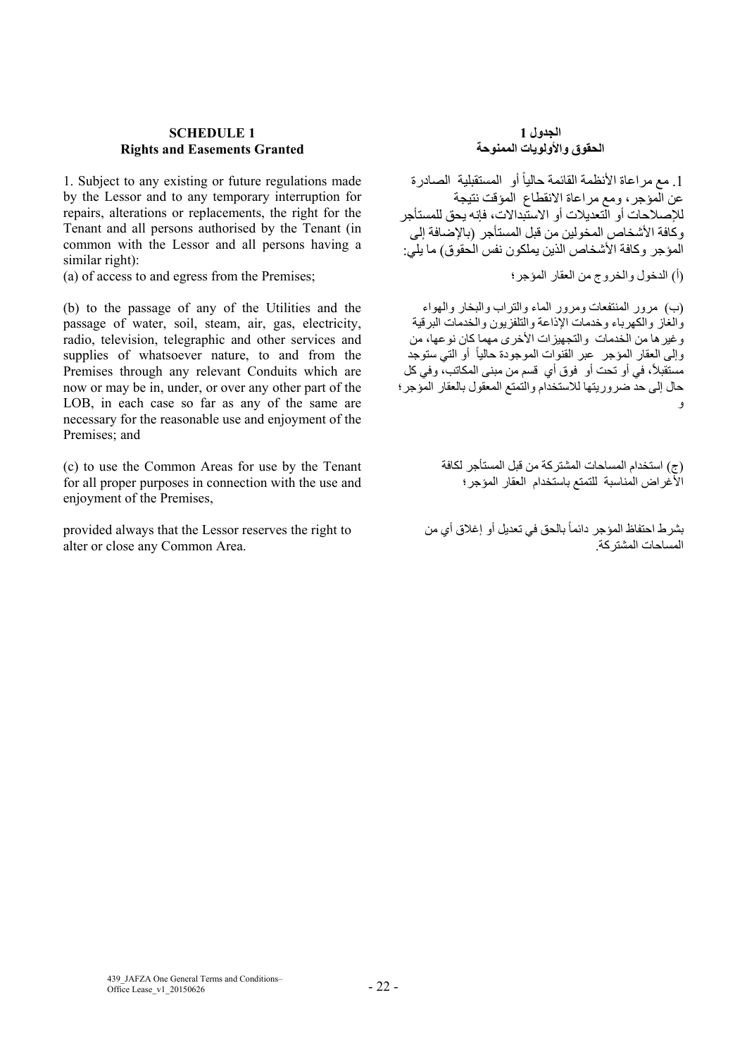**SCHEDULE 1**
**Rights and Easements Granted**

1. Subject to any existing or future regulations made by the Lessor and to any temporary interruption for repairs, alterations or replacements, the right for the Tenant and all persons authorised by the Tenant (in common with the Lessor and all persons having a similar right):

(a) of access to and egress from the Premises;

(b) to the passage of any of the Utilities and the passage of water, soil, steam, air, gas, electricity, radio, television, telegraphic and other services and supplies of whatsoever nature, to and from the Premises through any relevant Conduits which are now or may be in, under, or over any other part of the LOB, in each case so far as any of the same are necessary for the reasonable use and enjoyment of the Premises; and

(c) to use the Common Areas for use by the Tenant for all proper purposes in connection with the use and enjoyment of the Premises,

provided always that the Lessor reserves the right to alter or close any Common Area.

**الجدول 1**
**الحقوق والأولويات الممنوحة**

1. مع مراعاة الأنظمة القائمة حالياً أو المستقبلية الصادرة عن المؤجر، ومع مراعاة الانقطاع المؤقت نتيجة للإصلاحات أو التعديلات أو الاستبدالات، فإنه يحق للمستأجر وكافة الأشخاص المخولين من قبل المستأجر (بالإضافة إلى المؤجر وكافة الأشخاص الذين يملكون نفس الحقوق) ما يلي:

(أ) الدخول والخروج من العقار المؤجر؛

(ب) مرور المنتفعات ومرور الماء والتراب والبخار والهواء والغاز والكهرباء وخدمات الإذاعة والتلفزيون والخدمات البرقية وغيرها من الخدمات والتجهيزات الأخرى مهما كان نوعها، من وإلى العقار المؤجر عبر القنوات الموجودة حالياً أو التي ستوجد مستقبلاً، في أو تحت أو فوق أي قسم من مبنى المكاتب، وفي كل حال إلى حد ضروريتها للاستخدام والتمتع المعقول بالعقار المؤجر؛ و

(ج) استخدام المساحات المشتركة من قبل المستأجر لكافة الأغراض المناسبة للتمتع باستخدام العقار المؤجر؛

بشرط احتفاظ المؤجر دائماً بالحق في تعديل أو إغلاق أي من المساحات المشتركة.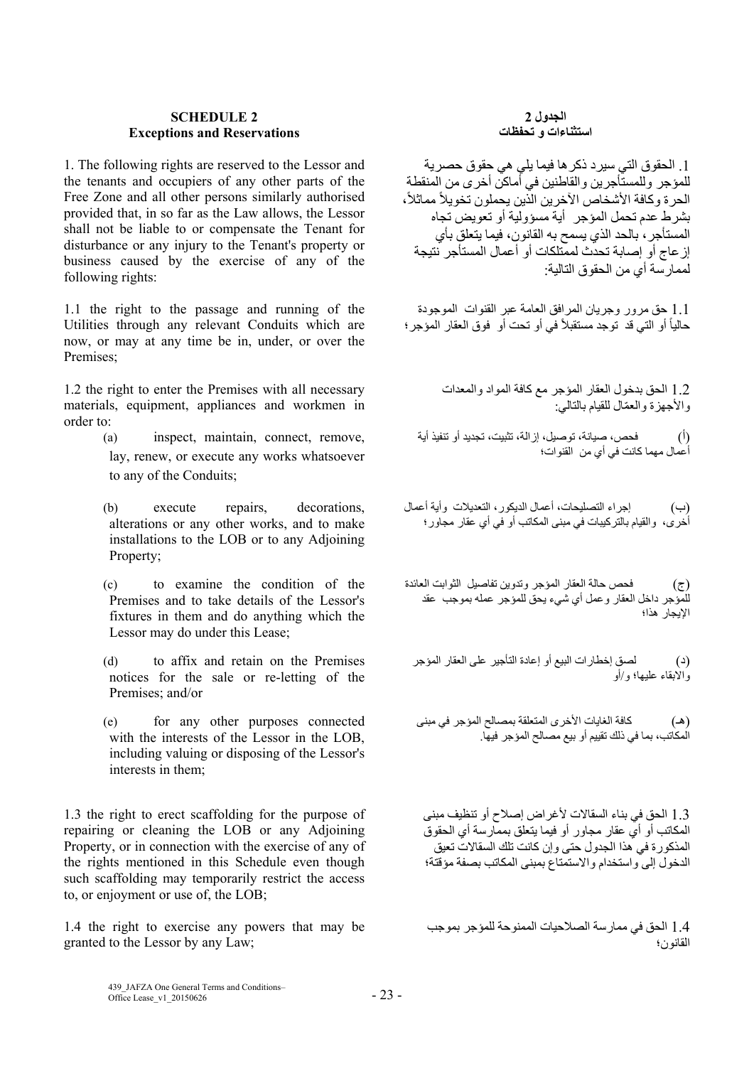## SCHEDULE 2
## Exceptions and Reservations

## الجدول 2
## استثناءات و تحفظات

1. The following rights are reserved to the Lessor and the tenants and occupiers of any other parts of the Free Zone and all other persons similarly authorised provided that, in so far as the Law allows, the Lessor shall not be liable to or compensate the Tenant for disturbance or any injury to the Tenant's property or business caused by the exercise of any of the following rights:

1. الحقوق التي سيرد ذكرها فيما يلي هي حقوق حصرية للمؤجر وللمستأجرين والقاطنين في أماكن أخرى من المنطقة الحرة وكافة الأشخاص الآخرين الذين يحملون تخويلاً مماثلاً، بشرط عدم تحمل المؤجر أية مسؤولية أو تعويض تجاه المستأجر، بالحد الذي يسمح به القانون، فيما يتعلق بأي إزعاج أو إصابة تحدث لممتلكات أو أعمال المستأجر نتيجة لممارسة أي من الحقوق التالية:

1.1 the right to the passage and running of the Utilities through any relevant Conduits which are now, or may at any time be in, under, or over the Premises;

1.1 حق مرور وجريان المرافق العامة عبر القنوات الموجودة حالياً أو التي قد توجد مستقبلاً في أو تحت أو فوق العقار المؤجر؛

1.2 the right to enter the Premises with all necessary materials, equipment, appliances and workmen in order to:

1.2 الحق بدخول العقار المؤجر مع كافة المواد والمعدات والأجهزة والعمّال للقيام بالتالي:

(a) inspect, maintain, connect, remove, lay, renew, or execute any works whatsoever to any of the Conduits;

(أ) فحص، صيانة، توصيل، إزالة، تثبيت، تجديد أو تنفيذ أية أعمال مهما كانت في أي من القنوات؛

(b) execute repairs, decorations, alterations or any other works, and to make installations to the LOB or to any Adjoining Property;

(ب) إجراء التصليحات، أعمال الديكور، التعديلات وأية أعمال أخرى، والقيام بالتركيبات في مبنى المكاتب أو في أي عقار مجاور؛

(c) to examine the condition of the Premises and to take details of the Lessor's fixtures in them and do anything which the Lessor may do under this Lease;

(ج) فحص حالة العقار المؤجر وتدوين تفاصيل الثوابت العائدة للمؤجر داخل العقار وعمل أي شيء يحق للمؤجر عمله بموجب عقد الإيجار هذا؛

(d) to affix and retain on the Premises notices for the sale or re-letting of the Premises; and/or

(د) لصق إخطارات البيع أو إعادة التأجير على العقار المؤجر والابقاء عليها؛ و/أو

(e) for any other purposes connected with the interests of the Lessor in the LOB, including valuing or disposing of the Lessor's interests in them;

(هـ) كافة الغايات الأخرى المتعلقة بمصالح المؤجر في مبنى المكاتب، بما في ذلك تقييم أو بيع مصالح المؤجر فيها.

1.3 the right to erect scaffolding for the purpose of repairing or cleaning the LOB or any Adjoining Property, or in connection with the exercise of any of the rights mentioned in this Schedule even though such scaffolding may temporarily restrict the access to, or enjoyment or use of, the LOB;

1.3 الحق في بناء السقالات لأغراض إصلاح أو تنظيف مبنى المكاتب أو أي عقار مجاور أو فيما يتعلق بممارسة أي الحقوق المذكورة في هذا الجدول حتى وإن كانت تلك السقالات تعيق الدخول إلى واستخدام والاستمتاع بمبنى المكاتب بصفة مؤقتة؛

1.4 the right to exercise any powers that may be granted to the Lessor by any Law;

1.4 الحق في ممارسة الصلاحيات الممنوحة للمؤجر بموجب القانون؛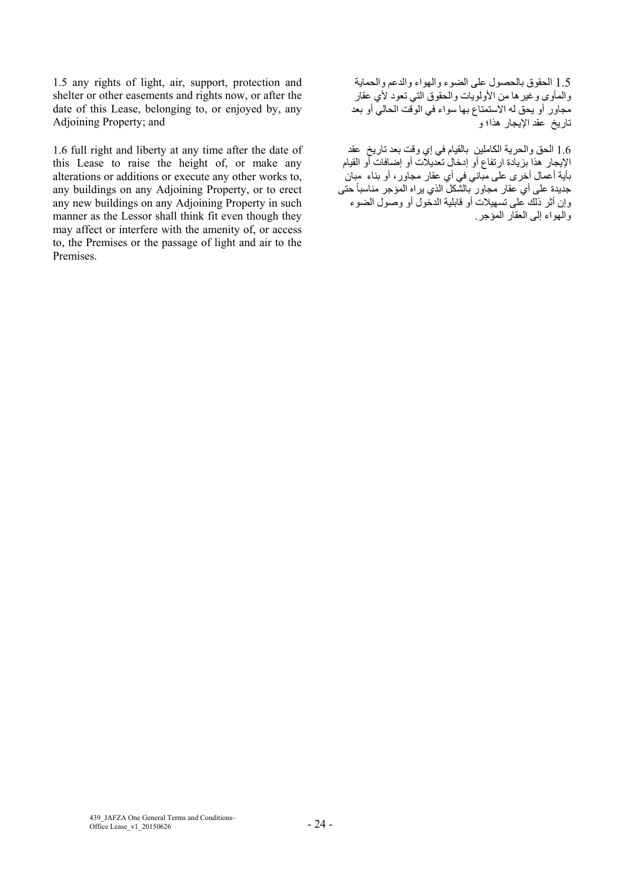1.5 any rights of light, air, support, protection and shelter or other easements and rights now, or after the date of this Lease, belonging to, or enjoyed by, any Adjoining Property; and

1.5 الحقوق بالحصول على الضوء والهواء والدعم والحماية والمأوى وغيرها من الأولويات والحقوق التي تعود لأي عقار مجاور أو يحق له الاستمتاع بها سواء في الوقت الحالي أو بعد تاريخ عقد الإيجار هذا؛ و

1.6 full right and liberty at any time after the date of this Lease to raise the height of, or make any alterations or additions or execute any other works to, any buildings on any Adjoining Property, or to erect any new buildings on any Adjoining Property in such manner as the Lessor shall think fit even though they may affect or interfere with the amenity of, or access to, the Premises or the passage of light and air to the Premises.

1.6 الحق والحرية الكاملين بالقيام في إي وقت بعد تاريخ عقد الإيجار هذا بزيادة ارتفاع أو إدخال تعديلات أو إضافات أو القيام بأية أعمال أخرى على مباني في أي عقار مجاور، أو بناء مبان جديدة على أي عقار مجاور بالشكل الذي يراه المؤجر مناسباً حتى وإن أثر ذلك على تسهيلات أو قابلية الدخول أو وصول الضوء والهواء إلى العقار المؤجر.

439_JAFZA One General Terms and Conditions– Office Lease_v1_20150626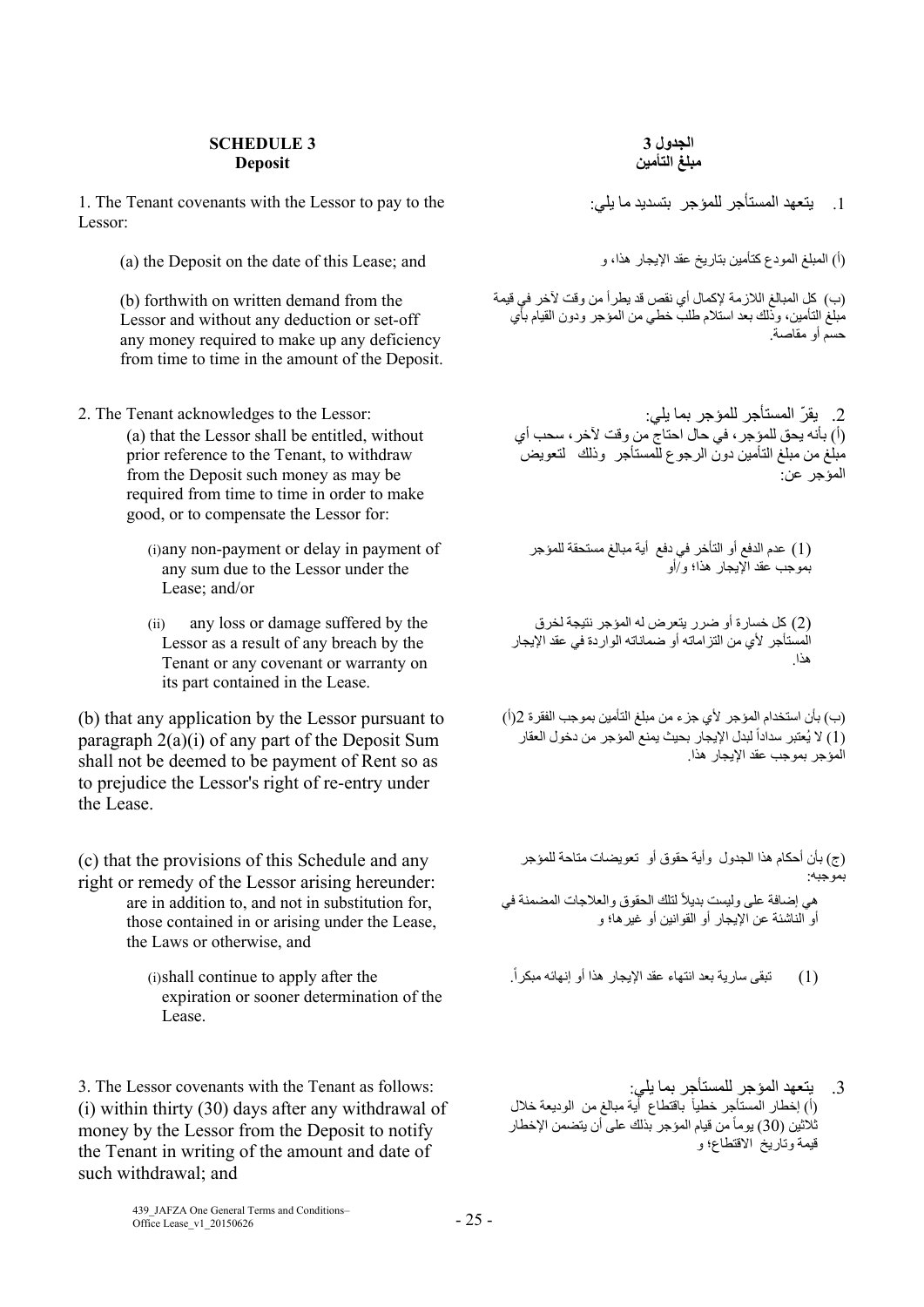## SCHEDULE 3
## Deposit

1. The Tenant covenants with the Lessor to pay to the Lessor:

(a) the Deposit on the date of this Lease; and

(b) forthwith on written demand from the Lessor and without any deduction or set-off any money required to make up any deficiency from time to time in the amount of the Deposit.

2. The Tenant acknowledges to the Lessor:

(a) that the Lessor shall be entitled, without prior reference to the Tenant, to withdraw from the Deposit such money as may be required from time to time in order to make good, or to compensate the Lessor for:

(i) any non-payment or delay in payment of any sum due to the Lessor under the Lease; and/or

(ii) any loss or damage suffered by the Lessor as a result of any breach by the Tenant or any covenant or warranty on its part contained in the Lease.

(b) that any application by the Lessor pursuant to paragraph 2(a)(i) of any part of the Deposit Sum shall not be deemed to be payment of Rent so as to prejudice the Lessor's right of re-entry under the Lease.

(c) that the provisions of this Schedule and any right or remedy of the Lessor arising hereunder:

are in addition to, and not in substitution for, those contained in or arising under the Lease, the Laws or otherwise, and

(i) shall continue to apply after the expiration or sooner determination of the Lease.

3. The Lessor covenants with the Tenant as follows:

(i) within thirty (30) days after any withdrawal of money by the Lessor from the Deposit to notify the Tenant in writing of the amount and date of such withdrawal; and

## الجدول 3
## مبلغ التأمين

1. يتعهد المستأجر للمؤجر بتسديد ما يلي:

(أ) المبلغ المودع كتأمين بتاريخ عقد الإيجار هذا، و

(ب) كل المبالغ اللازمة لإكمال أي نقص قد يطرأ من وقت لآخر في قيمة مبلغ التأمين، وذلك بعد استلام طلب خطي من المؤجر ودون القيام بأي حسم أو مقاصة.

2. يقرّ المستأجر للمؤجر بما يلي:

(أ) بأنه يحق للمؤجر، في حال احتاج من وقت لآخر، سحب أي مبلغ من مبلغ التأمين دون الرجوع للمستأجر وذلك لتعويض المؤجر عن:

(1) عدم الدفع أو التأخر في دفع أية مبالغ مستحقة للمؤجر بموجب عقد الإيجار هذا؛ و/أو

(2) كل خسارة أو ضرر يتعرض له المؤجر نتيجة لخرق المستأجر لأي من التزاماته أو ضماناته الواردة في عقد الإيجار هذا.

(ب) بأن استخدام المؤجر لأي جزء من مبلغ التأمين بموجب الفقرة 2(أ)(1) لا يُعتبر سداداً لبدل الإيجار بحيث يمنع المؤجر من دخول العقار المؤجر بموجب عقد الإيجار هذا.

(ج) بأن أحكام هذا الجدول وأية حقوق أو تعويضات متاحة للمؤجر بموجبه:

هي إضافة على وليست بديلاً لتلك الحقوق والعلاجات المضمنة في أو الناشئة عن الإيجار أو القوانين أو غيرها؛ و

(1) تبقى سارية بعد انتهاء عقد الإيجار هذا أو إنهائه مبكراً.

3. يتعهد المؤجر للمستأجر بما يلي:

(أ) إخطار المستأجر خطياً باقتطاع أية مبالغ من الوديعة خلال ثلاثين (30) يوماً من قيام المؤجر بذلك على أن يتضمن الإخطار قيمة وتاريخ الاقتطاع؛ و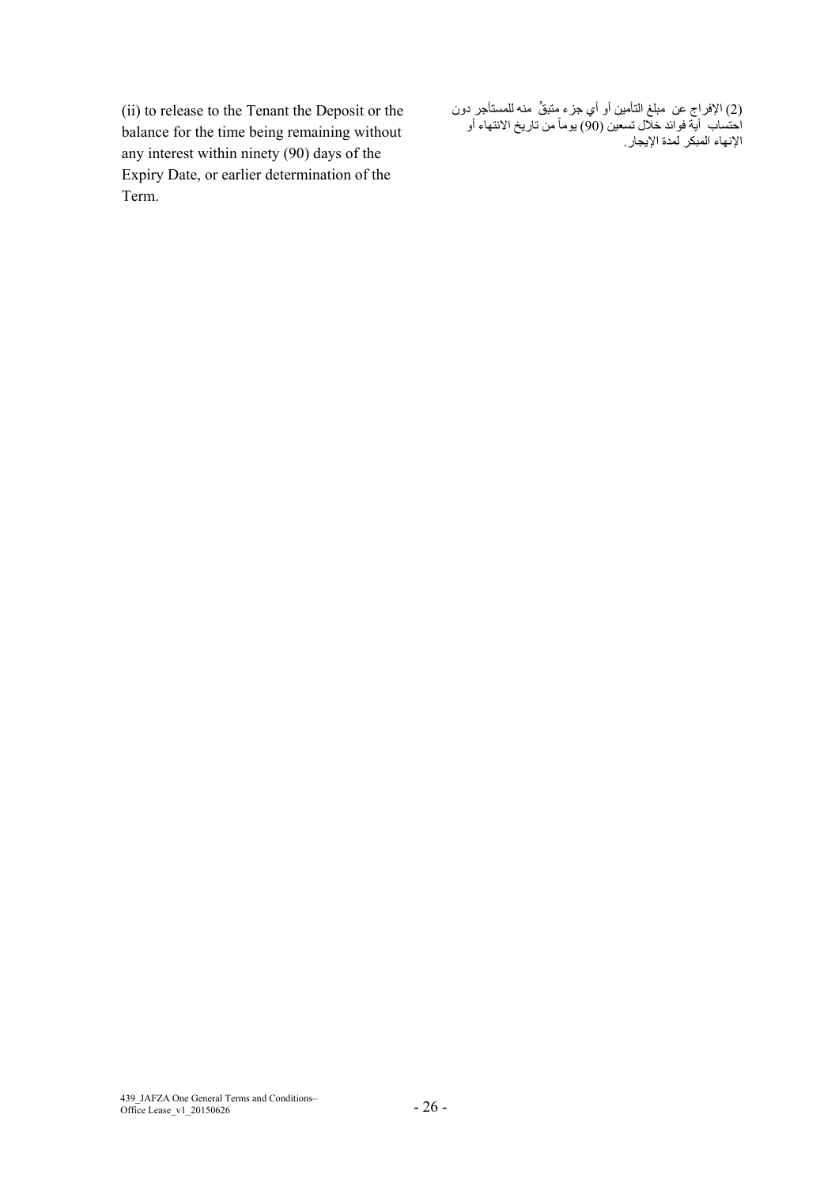(ii) to release to the Tenant the Deposit or the balance for the time being remaining without any interest within ninety (90) days of the Expiry Date, or earlier determination of the Term.

(2) الإفراج عن مبلغ التأمين أو أي جزء متبقٍّ منه للمستأجر دون احتساب أية فوائد خلال تسعين (90) يوماً من تاريخ الانتهاء أو الإنهاء المبكر لمدة الإيجار.